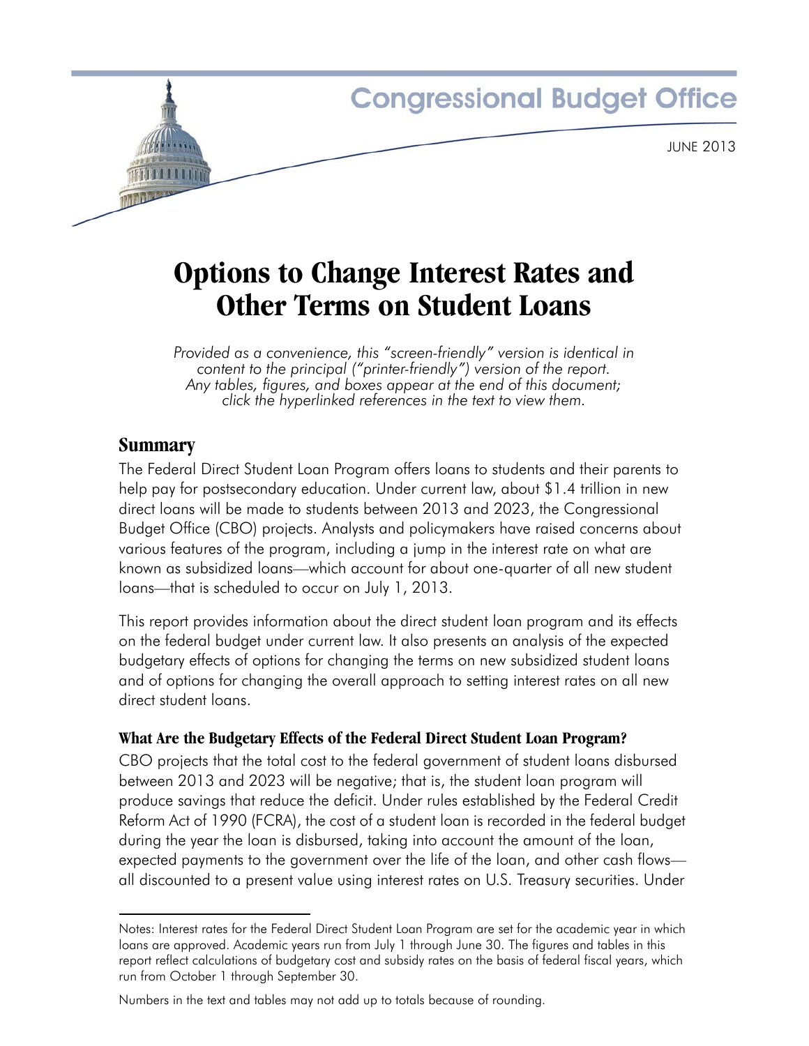Congressional Budget Office

JUNE 2013

# Options to Change Interest Rates and Other Terms on Student Loans

*Provided as a convenience, this "screen-friendly" version is identical in content to the principal ("printer-friendly") version of the report. Any tables, figures, and boxes appear at the end of this document; click the hyperlinked references in the text to view them.*

## Summary

The Federal Direct Student Loan Program offers loans to students and their parents to help pay for postsecondary education. Under current law, about $1.4 trillion in new direct loans will be made to students between 2013 and 2023, the Congressional Budget Office (CBO) projects. Analysts and policymakers have raised concerns about various features of the program, including a jump in the interest rate on what are known as subsidized loans—which account for about one-quarter of all new student loans—that is scheduled to occur on July 1, 2013.

This report provides information about the direct student loan program and its effects on the federal budget under current law. It also presents an analysis of the expected budgetary effects of options for changing the terms on new subsidized student loans and of options for changing the overall approach to setting interest rates on all new direct student loans.

### What Are the Budgetary Effects of the Federal Direct Student Loan Program?

CBO projects that the total cost to the federal government of student loans disbursed between 2013 and 2023 will be negative; that is, the student loan program will produce savings that reduce the deficit. Under rules established by the Federal Credit Reform Act of 1990 (FCRA), the cost of a student loan is recorded in the federal budget during the year the loan is disbursed, taking into account the amount of the loan, expected payments to the government over the life of the loan, and other cash flows—all discounted to a present value using interest rates on U.S. Treasury securities. Under

---

Notes: Interest rates for the Federal Direct Student Loan Program are set for the academic year in which loans are approved. Academic years run from July 1 through June 30. The figures and tables in this report reflect calculations of budgetary cost and subsidy rates on the basis of federal fiscal years, which run from October 1 through September 30.

Numbers in the text and tables may not add up to totals because of rounding.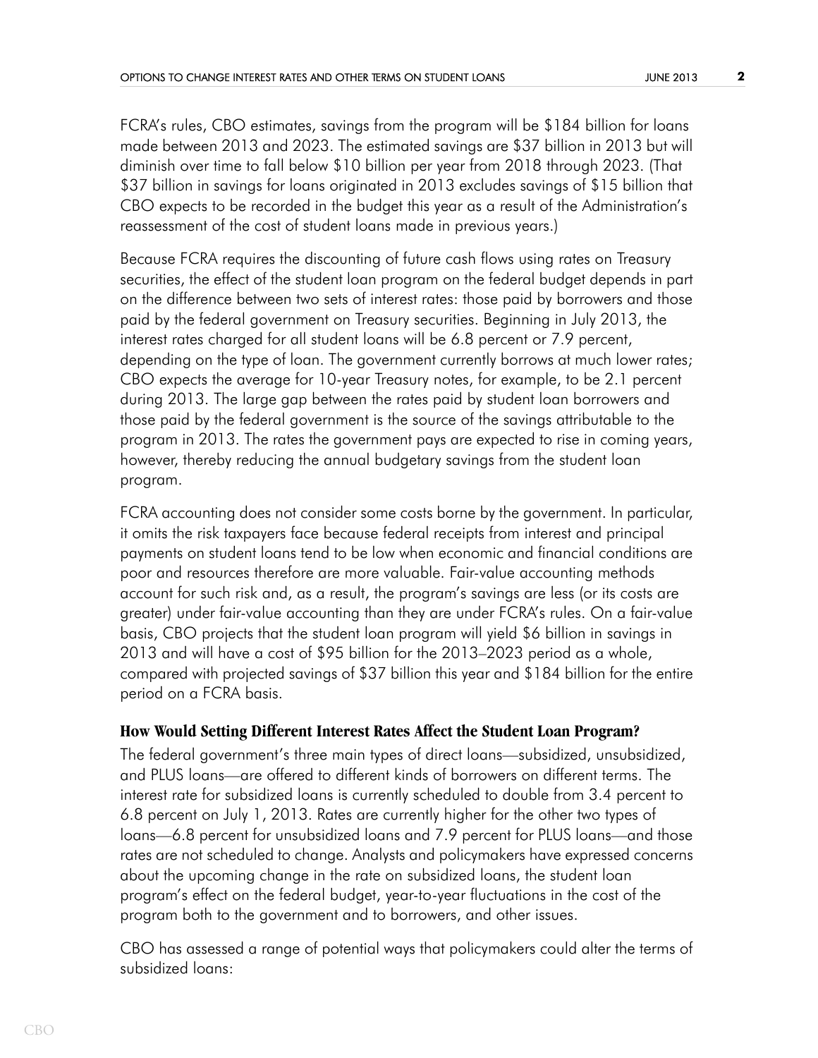FCRA's rules, CBO estimates, savings from the program will be $184 billion for loans made between 2013 and 2023. The estimated savings are $37 billion in 2013 but will diminish over time to fall below $10 billion per year from 2018 through 2023. (That $37 billion in savings for loans originated in 2013 excludes savings of $15 billion that CBO expects to be recorded in the budget this year as a result of the Administration's reassessment of the cost of student loans made in previous years.)

Because FCRA requires the discounting of future cash flows using rates on Treasury securities, the effect of the student loan program on the federal budget depends in part on the difference between two sets of interest rates: those paid by borrowers and those paid by the federal government on Treasury securities. Beginning in July 2013, the interest rates charged for all student loans will be 6.8 percent or 7.9 percent, depending on the type of loan. The government currently borrows at much lower rates; CBO expects the average for 10-year Treasury notes, for example, to be 2.1 percent during 2013. The large gap between the rates paid by student loan borrowers and those paid by the federal government is the source of the savings attributable to the program in 2013. The rates the government pays are expected to rise in coming years, however, thereby reducing the annual budgetary savings from the student loan program.

FCRA accounting does not consider some costs borne by the government. In particular, it omits the risk taxpayers face because federal receipts from interest and principal payments on student loans tend to be low when economic and financial conditions are poor and resources therefore are more valuable. Fair-value accounting methods account for such risk and, as a result, the program's savings are less (or its costs are greater) under fair-value accounting than they are under FCRA's rules. On a fair-value basis, CBO projects that the student loan program will yield $6 billion in savings in 2013 and will have a cost of $95 billion for the 2013–2023 period as a whole, compared with projected savings of $37 billion this year and $184 billion for the entire period on a FCRA basis.

## How Would Setting Different Interest Rates Affect the Student Loan Program?

The federal government's three main types of direct loans—subsidized, unsubsidized, and PLUS loans—are offered to different kinds of borrowers on different terms. The interest rate for subsidized loans is currently scheduled to double from 3.4 percent to 6.8 percent on July 1, 2013. Rates are currently higher for the other two types of loans—6.8 percent for unsubsidized loans and 7.9 percent for PLUS loans—and those rates are not scheduled to change. Analysts and policymakers have expressed concerns about the upcoming change in the rate on subsidized loans, the student loan program's effect on the federal budget, year-to-year fluctuations in the cost of the program both to the government and to borrowers, and other issues.

CBO has assessed a range of potential ways that policymakers could alter the terms of subsidized loans: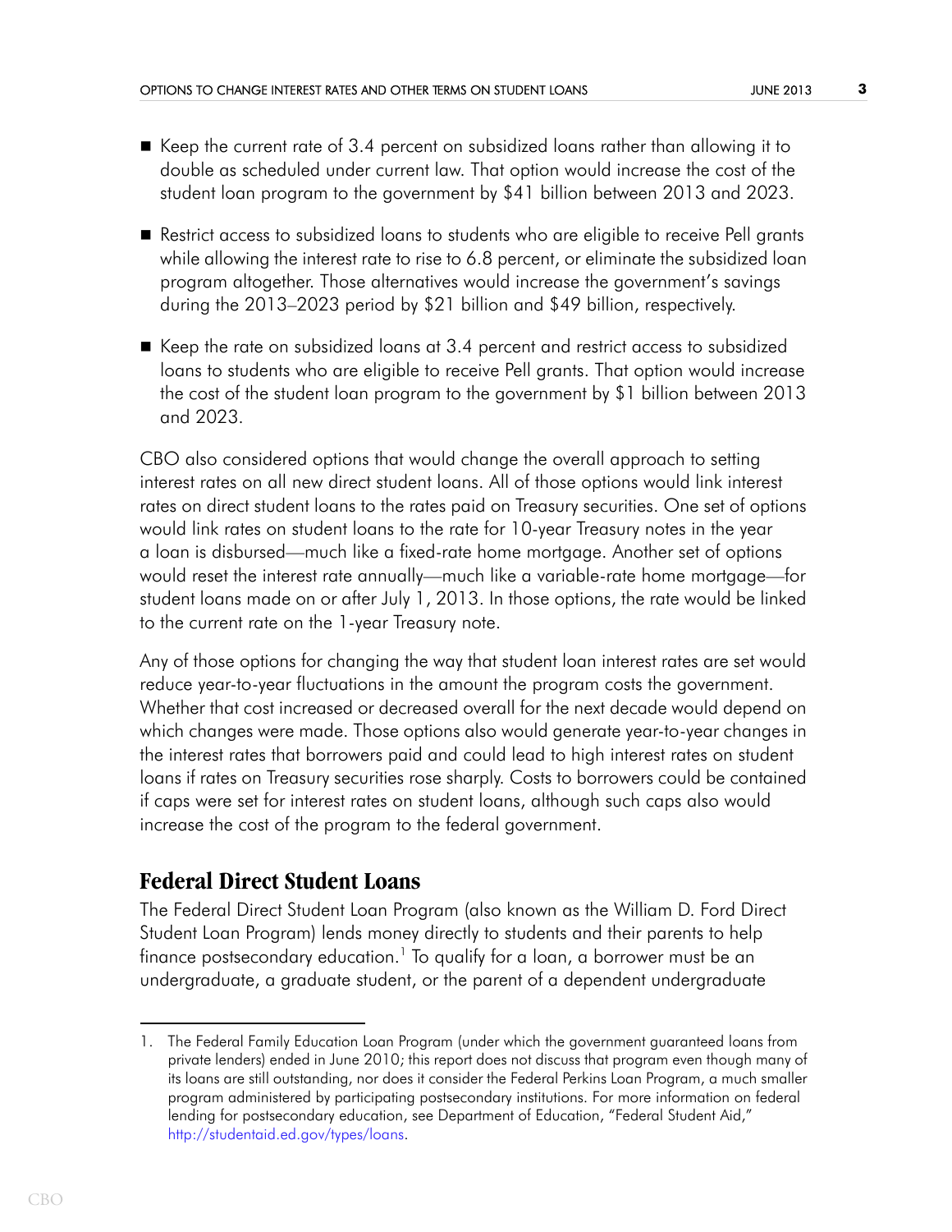- Keep the current rate of 3.4 percent on subsidized loans rather than allowing it to double as scheduled under current law. That option would increase the cost of the student loan program to the government by $41 billion between 2013 and 2023.

- Restrict access to subsidized loans to students who are eligible to receive Pell grants while allowing the interest rate to rise to 6.8 percent, or eliminate the subsidized loan program altogether. Those alternatives would increase the government's savings during the 2013–2023 period by $21 billion and $49 billion, respectively.

- Keep the rate on subsidized loans at 3.4 percent and restrict access to subsidized loans to students who are eligible to receive Pell grants. That option would increase the cost of the student loan program to the government by $1 billion between 2013 and 2023.

CBO also considered options that would change the overall approach to setting interest rates on all new direct student loans. All of those options would link interest rates on direct student loans to the rates paid on Treasury securities. One set of options would link rates on student loans to the rate for 10-year Treasury notes in the year a loan is disbursed—much like a fixed-rate home mortgage. Another set of options would reset the interest rate annually—much like a variable-rate home mortgage—for student loans made on or after July 1, 2013. In those options, the rate would be linked to the current rate on the 1-year Treasury note.

Any of those options for changing the way that student loan interest rates are set would reduce year-to-year fluctuations in the amount the program costs the government. Whether that cost increased or decreased overall for the next decade would depend on which changes were made. Those options also would generate year-to-year changes in the interest rates that borrowers paid and could lead to high interest rates on student loans if rates on Treasury securities rose sharply. Costs to borrowers could be contained if caps were set for interest rates on student loans, although such caps also would increase the cost of the program to the federal government.

## Federal Direct Student Loans

The Federal Direct Student Loan Program (also known as the William D. Ford Direct Student Loan Program) lends money directly to students and their parents to help finance postsecondary education.[1] To qualify for a loan, a borrower must be an undergraduate, a graduate student, or the parent of a dependent undergraduate

1. The Federal Family Education Loan Program (under which the government guaranteed loans from private lenders) ended in June 2010; this report does not discuss that program even though many of its loans are still outstanding, nor does it consider the Federal Perkins Loan Program, a much smaller program administered by participating postsecondary institutions. For more information on federal lending for postsecondary education, see Department of Education, "Federal Student Aid," http://studentaid.ed.gov/types/loans.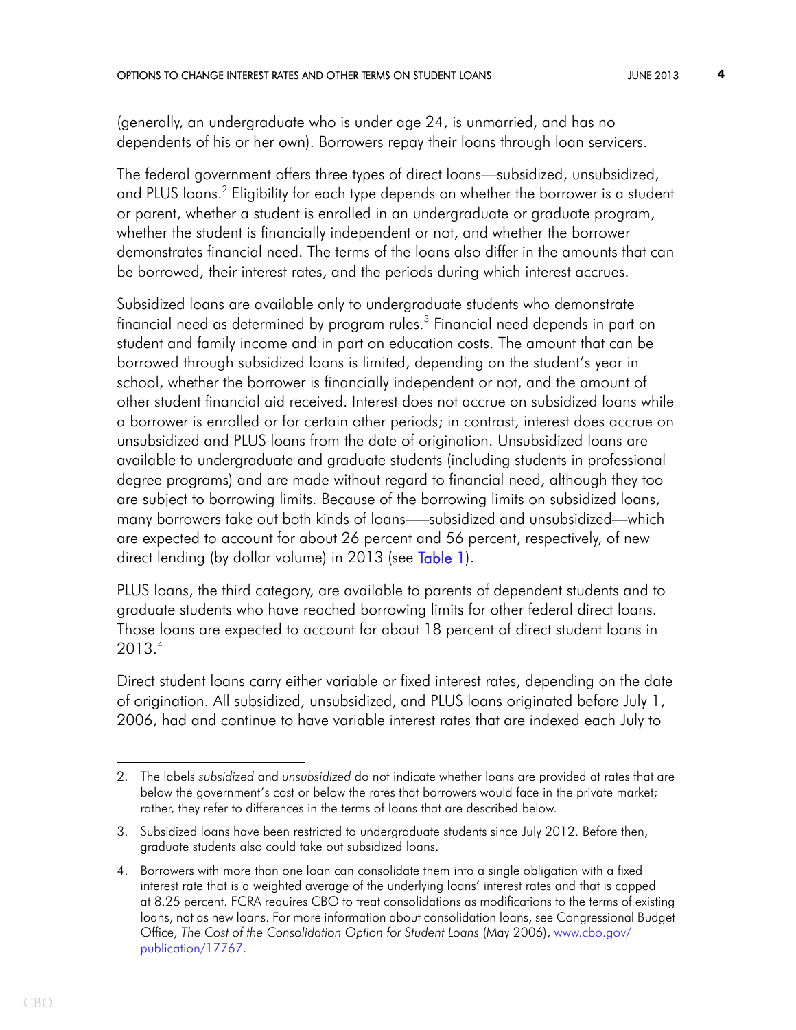(generally, an undergraduate who is under age 24, is unmarried, and has no dependents of his or her own). Borrowers repay their loans through loan servicers.

The federal government offers three types of direct loans—subsidized, unsubsidized, and PLUS loans.[2] Eligibility for each type depends on whether the borrower is a student or parent, whether a student is enrolled in an undergraduate or graduate program, whether the student is financially independent or not, and whether the borrower demonstrates financial need. The terms of the loans also differ in the amounts that can be borrowed, their interest rates, and the periods during which interest accrues.

Subsidized loans are available only to undergraduate students who demonstrate financial need as determined by program rules.[3] Financial need depends in part on student and family income and in part on education costs. The amount that can be borrowed through subsidized loans is limited, depending on the student's year in school, whether the borrower is financially independent or not, and the amount of other student financial aid received. Interest does not accrue on subsidized loans while a borrower is enrolled or for certain other periods; in contrast, interest does accrue on unsubsidized and PLUS loans from the date of origination. Unsubsidized loans are available to undergraduate and graduate students (including students in professional degree programs) and are made without regard to financial need, although they too are subject to borrowing limits. Because of the borrowing limits on subsidized loans, many borrowers take out both kinds of loans—subsidized and unsubsidized—which are expected to account for about 26 percent and 56 percent, respectively, of new direct lending (by dollar volume) in 2013 (see Table 1).

PLUS loans, the third category, are available to parents of dependent students and to graduate students who have reached borrowing limits for other federal direct loans. Those loans are expected to account for about 18 percent of direct student loans in 2013.[4]

Direct student loans carry either variable or fixed interest rates, depending on the date of origination. All subsidized, unsubsidized, and PLUS loans originated before July 1, 2006, had and continue to have variable interest rates that are indexed each July to

---

2. The labels *subsidized* and *unsubsidized* do not indicate whether loans are provided at rates that are below the government's cost or below the rates that borrowers would face in the private market; rather, they refer to differences in the terms of loans that are described below.

3. Subsidized loans have been restricted to undergraduate students since July 2012. Before then, graduate students also could take out subsidized loans.

4. Borrowers with more than one loan can consolidate them into a single obligation with a fixed interest rate that is a weighted average of the underlying loans' interest rates and that is capped at 8.25 percent. FCRA requires CBO to treat consolidations as modifications to the terms of existing loans, not as new loans. For more information about consolidation loans, see Congressional Budget Office, *The Cost of the Consolidation Option for Student Loans* (May 2006), www.cbo.gov/publication/17767.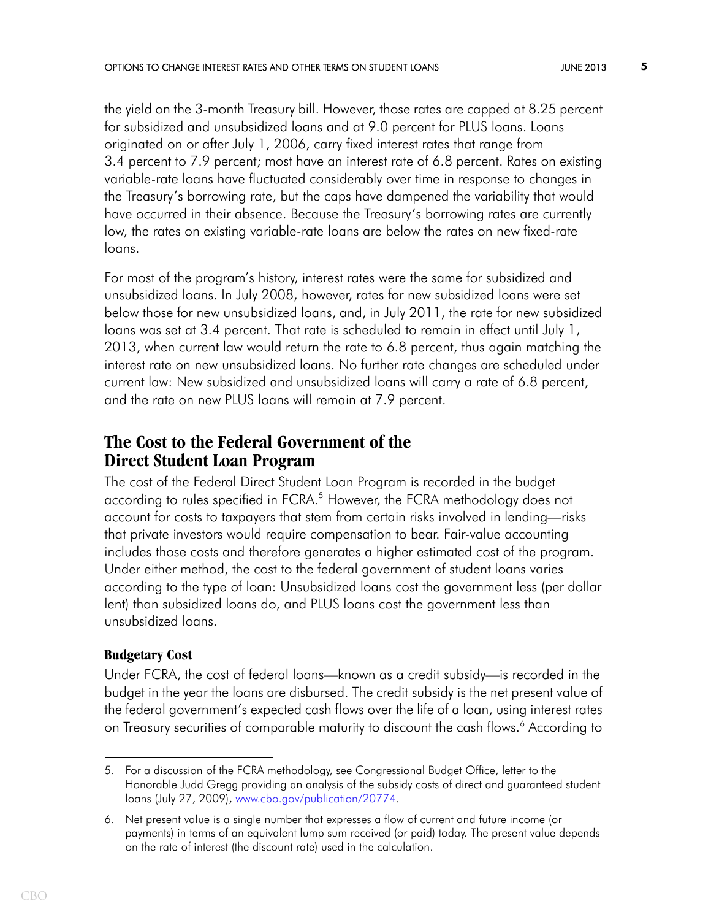the yield on the 3-month Treasury bill. However, those rates are capped at 8.25 percent for subsidized and unsubsidized loans and at 9.0 percent for PLUS loans. Loans originated on or after July 1, 2006, carry fixed interest rates that range from 3.4 percent to 7.9 percent; most have an interest rate of 6.8 percent. Rates on existing variable-rate loans have fluctuated considerably over time in response to changes in the Treasury's borrowing rate, but the caps have dampened the variability that would have occurred in their absence. Because the Treasury's borrowing rates are currently low, the rates on existing variable-rate loans are below the rates on new fixed-rate loans.

For most of the program's history, interest rates were the same for subsidized and unsubsidized loans. In July 2008, however, rates for new subsidized loans were set below those for new unsubsidized loans, and, in July 2011, the rate for new subsidized loans was set at 3.4 percent. That rate is scheduled to remain in effect until July 1, 2013, when current law would return the rate to 6.8 percent, thus again matching the interest rate on new unsubsidized loans. No further rate changes are scheduled under current law: New subsidized and unsubsidized loans will carry a rate of 6.8 percent, and the rate on new PLUS loans will remain at 7.9 percent.

## The Cost to the Federal Government of the Direct Student Loan Program

The cost of the Federal Direct Student Loan Program is recorded in the budget according to rules specified in FCRA.[5] However, the FCRA methodology does not account for costs to taxpayers that stem from certain risks involved in lending—risks that private investors would require compensation to bear. Fair-value accounting includes those costs and therefore generates a higher estimated cost of the program. Under either method, the cost to the federal government of student loans varies according to the type of loan: Unsubsidized loans cost the government less (per dollar lent) than subsidized loans do, and PLUS loans cost the government less than unsubsidized loans.

### Budgetary Cost

Under FCRA, the cost of federal loans—known as a credit subsidy—is recorded in the budget in the year the loans are disbursed. The credit subsidy is the net present value of the federal government's expected cash flows over the life of a loan, using interest rates on Treasury securities of comparable maturity to discount the cash flows.[6] According to

5. For a discussion of the FCRA methodology, see Congressional Budget Office, letter to the Honorable Judd Gregg providing an analysis of the subsidy costs of direct and guaranteed student loans (July 27, 2009), www.cbo.gov/publication/20774.

6. Net present value is a single number that expresses a flow of current and future income (or payments) in terms of an equivalent lump sum received (or paid) today. The present value depends on the rate of interest (the discount rate) used in the calculation.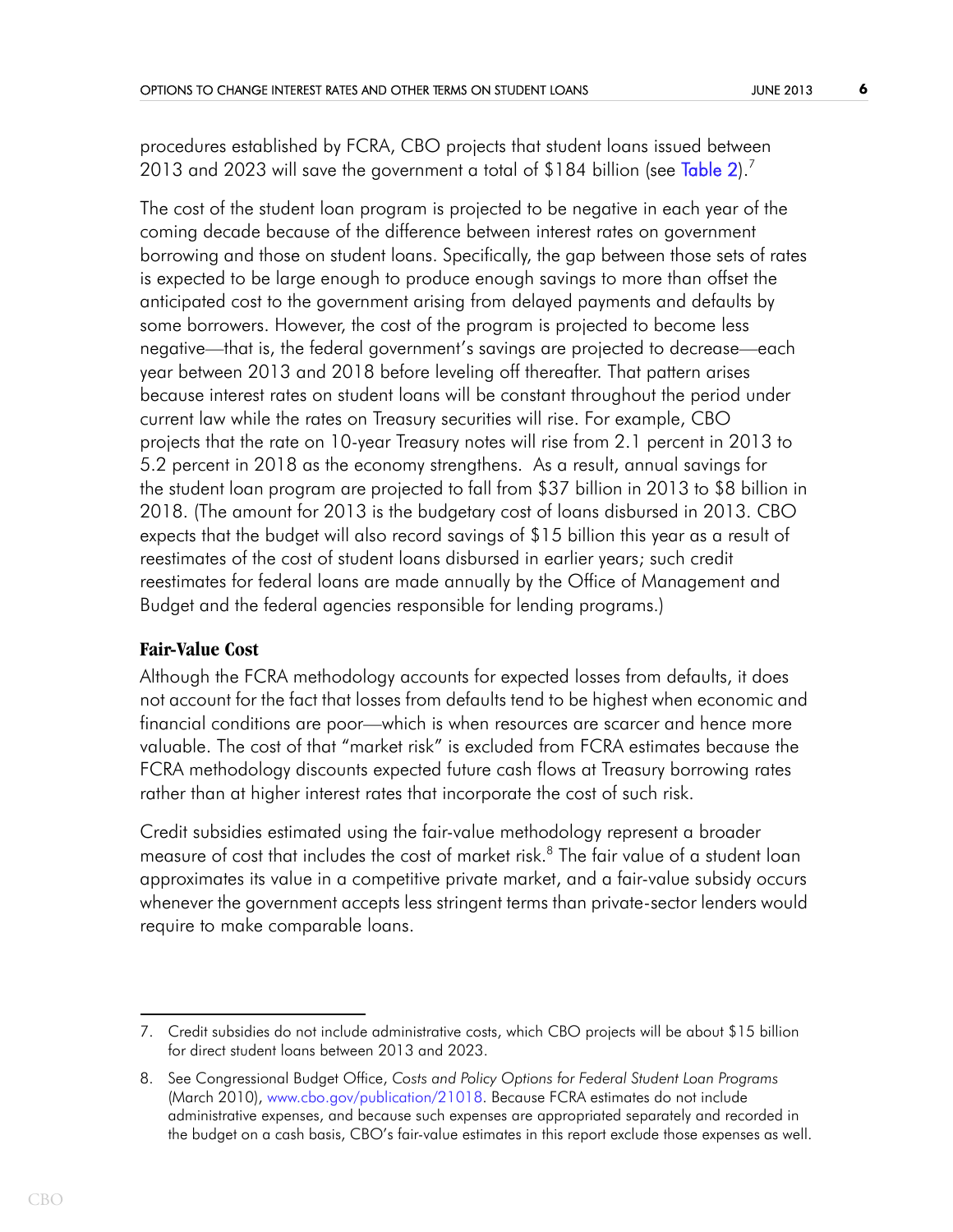procedures established by FCRA, CBO projects that student loans issued between 2013 and 2023 will save the government a total of $184 billion (see Table 2).[7]

The cost of the student loan program is projected to be negative in each year of the coming decade because of the difference between interest rates on government borrowing and those on student loans. Specifically, the gap between those sets of rates is expected to be large enough to produce enough savings to more than offset the anticipated cost to the government arising from delayed payments and defaults by some borrowers. However, the cost of the program is projected to become less negative—that is, the federal government's savings are projected to decrease—each year between 2013 and 2018 before leveling off thereafter. That pattern arises because interest rates on student loans will be constant throughout the period under current law while the rates on Treasury securities will rise. For example, CBO projects that the rate on 10-year Treasury notes will rise from 2.1 percent in 2013 to 5.2 percent in 2018 as the economy strengthens. As a result, annual savings for the student loan program are projected to fall from $37 billion in 2013 to $8 billion in 2018. (The amount for 2013 is the budgetary cost of loans disbursed in 2013. CBO expects that the budget will also record savings of $15 billion this year as a result of reestimates of the cost of student loans disbursed in earlier years; such credit reestimates for federal loans are made annually by the Office of Management and Budget and the federal agencies responsible for lending programs.)

### Fair-Value Cost

Although the FCRA methodology accounts for expected losses from defaults, it does not account for the fact that losses from defaults tend to be highest when economic and financial conditions are poor—which is when resources are scarcer and hence more valuable. The cost of that "market risk" is excluded from FCRA estimates because the FCRA methodology discounts expected future cash flows at Treasury borrowing rates rather than at higher interest rates that incorporate the cost of such risk.

Credit subsidies estimated using the fair-value methodology represent a broader measure of cost that includes the cost of market risk.[8] The fair value of a student loan approximates its value in a competitive private market, and a fair-value subsidy occurs whenever the government accepts less stringent terms than private-sector lenders would require to make comparable loans.

---

7. Credit subsidies do not include administrative costs, which CBO projects will be about $15 billion for direct student loans between 2013 and 2023.

8. See Congressional Budget Office, *Costs and Policy Options for Federal Student Loan Programs* (March 2010), www.cbo.gov/publication/21018. Because FCRA estimates do not include administrative expenses, and because such expenses are appropriated separately and recorded in the budget on a cash basis, CBO's fair-value estimates in this report exclude those expenses as well.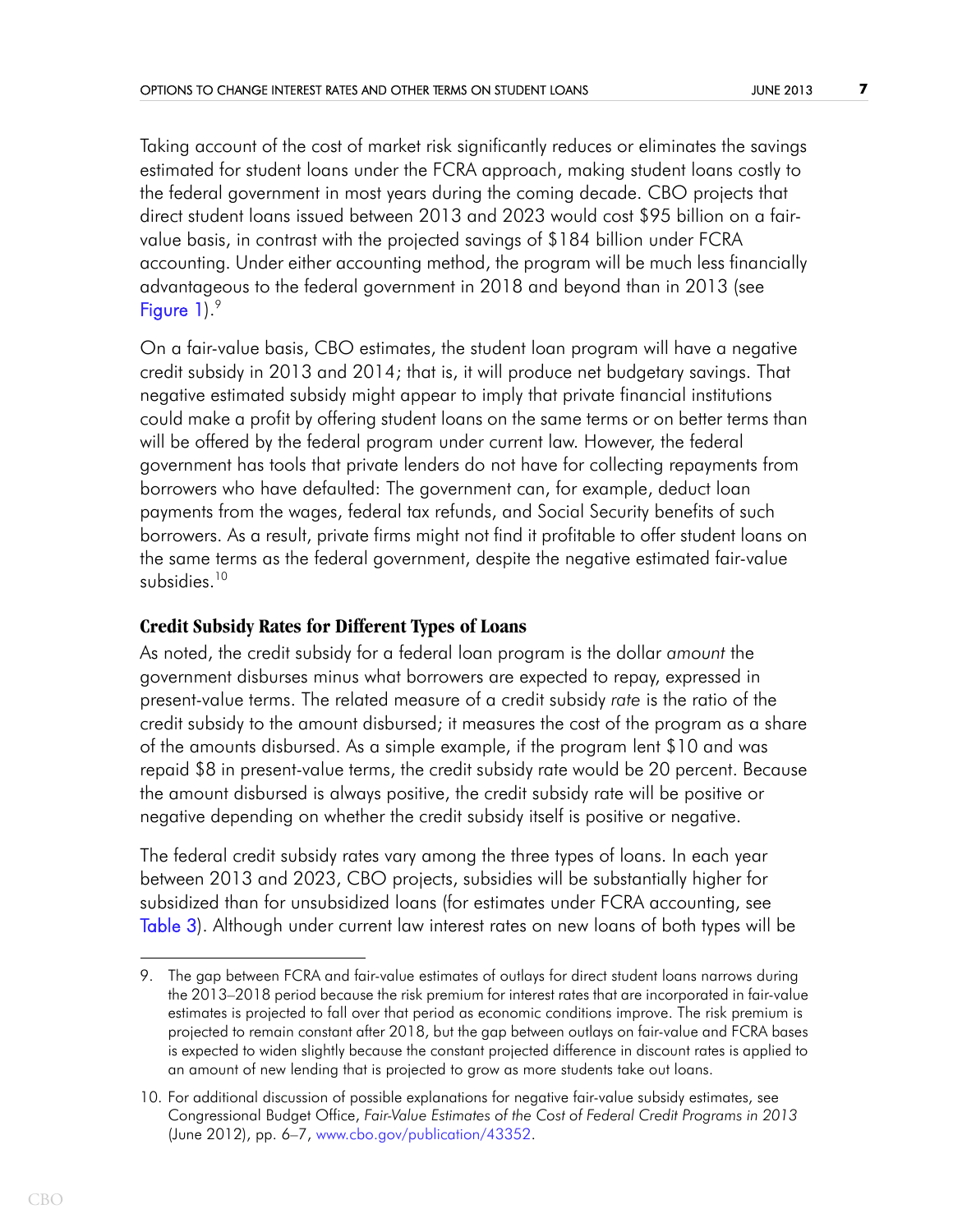Taking account of the cost of market risk significantly reduces or eliminates the savings estimated for student loans under the FCRA approach, making student loans costly to the federal government in most years during the coming decade. CBO projects that direct student loans issued between 2013 and 2023 would cost $95 billion on a fair-value basis, in contrast with the projected savings of $184 billion under FCRA accounting. Under either accounting method, the program will be much less financially advantageous to the federal government in 2018 and beyond than in 2013 (see Figure 1).[9]

On a fair-value basis, CBO estimates, the student loan program will have a negative credit subsidy in 2013 and 2014; that is, it will produce net budgetary savings. That negative estimated subsidy might appear to imply that private financial institutions could make a profit by offering student loans on the same terms or on better terms than will be offered by the federal program under current law. However, the federal government has tools that private lenders do not have for collecting repayments from borrowers who have defaulted: The government can, for example, deduct loan payments from the wages, federal tax refunds, and Social Security benefits of such borrowers. As a result, private firms might not find it profitable to offer student loans on the same terms as the federal government, despite the negative estimated fair-value subsidies.[10]

### Credit Subsidy Rates for Different Types of Loans

As noted, the credit subsidy for a federal loan program is the dollar *amount* the government disburses minus what borrowers are expected to repay, expressed in present-value terms. The related measure of a credit subsidy *rate* is the ratio of the credit subsidy to the amount disbursed; it measures the cost of the program as a share of the amounts disbursed. As a simple example, if the program lent $10 and was repaid $8 in present-value terms, the credit subsidy rate would be 20 percent. Because the amount disbursed is always positive, the credit subsidy rate will be positive or negative depending on whether the credit subsidy itself is positive or negative.

The federal credit subsidy rates vary among the three types of loans. In each year between 2013 and 2023, CBO projects, subsidies will be substantially higher for subsidized than for unsubsidized loans (for estimates under FCRA accounting, see Table 3). Although under current law interest rates on new loans of both types will be

---

9. The gap between FCRA and fair-value estimates of outlays for direct student loans narrows during the 2013–2018 period because the risk premium for interest rates that are incorporated in fair-value estimates is projected to fall over that period as economic conditions improve. The risk premium is projected to remain constant after 2018, but the gap between outlays on fair-value and FCRA bases is expected to widen slightly because the constant projected difference in discount rates is applied to an amount of new lending that is projected to grow as more students take out loans.

10. For additional discussion of possible explanations for negative fair-value subsidy estimates, see Congressional Budget Office, *Fair-Value Estimates of the Cost of Federal Credit Programs in 2013* (June 2012), pp. 6–7, www.cbo.gov/publication/43352.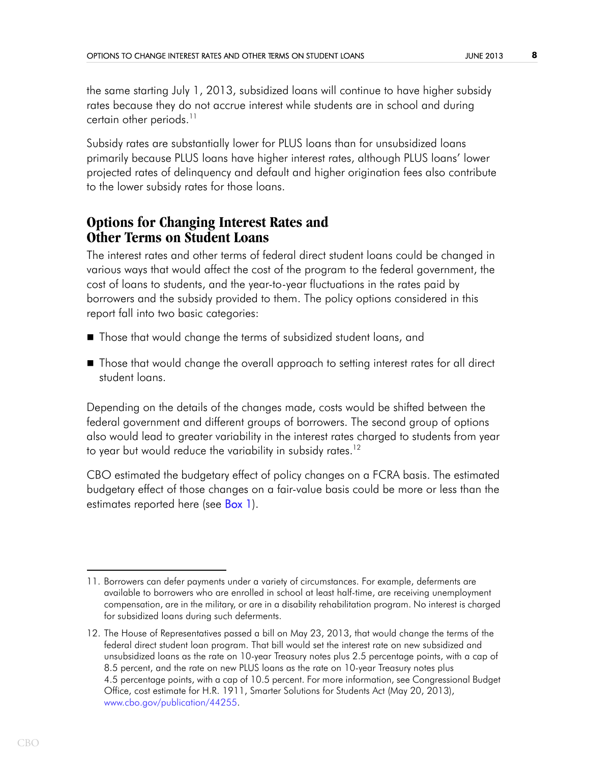the same starting July 1, 2013, subsidized loans will continue to have higher subsidy rates because they do not accrue interest while students are in school and during certain other periods.[11]

Subsidy rates are substantially lower for PLUS loans than for unsubsidized loans primarily because PLUS loans have higher interest rates, although PLUS loans' lower projected rates of delinquency and default and higher origination fees also contribute to the lower subsidy rates for those loans.

## Options for Changing Interest Rates and Other Terms on Student Loans

The interest rates and other terms of federal direct student loans could be changed in various ways that would affect the cost of the program to the federal government, the cost of loans to students, and the year-to-year fluctuations in the rates paid by borrowers and the subsidy provided to them. The policy options considered in this report fall into two basic categories:

- Those that would change the terms of subsidized student loans, and
- Those that would change the overall approach to setting interest rates for all direct student loans.

Depending on the details of the changes made, costs would be shifted between the federal government and different groups of borrowers. The second group of options also would lead to greater variability in the interest rates charged to students from year to year but would reduce the variability in subsidy rates.[12]

CBO estimated the budgetary effect of policy changes on a FCRA basis. The estimated budgetary effect of those changes on a fair-value basis could be more or less than the estimates reported here (see Box 1).

---

11. Borrowers can defer payments under a variety of circumstances. For example, deferments are available to borrowers who are enrolled in school at least half-time, are receiving unemployment compensation, are in the military, or are in a disability rehabilitation program. No interest is charged for subsidized loans during such deferments.

12. The House of Representatives passed a bill on May 23, 2013, that would change the terms of the federal direct student loan program. That bill would set the interest rate on new subsidized and unsubsidized loans as the rate on 10-year Treasury notes plus 2.5 percentage points, with a cap of 8.5 percent, and the rate on new PLUS loans as the rate on 10-year Treasury notes plus 4.5 percentage points, with a cap of 10.5 percent. For more information, see Congressional Budget Office, cost estimate for H.R. 1911, Smarter Solutions for Students Act (May 20, 2013), www.cbo.gov/publication/44255.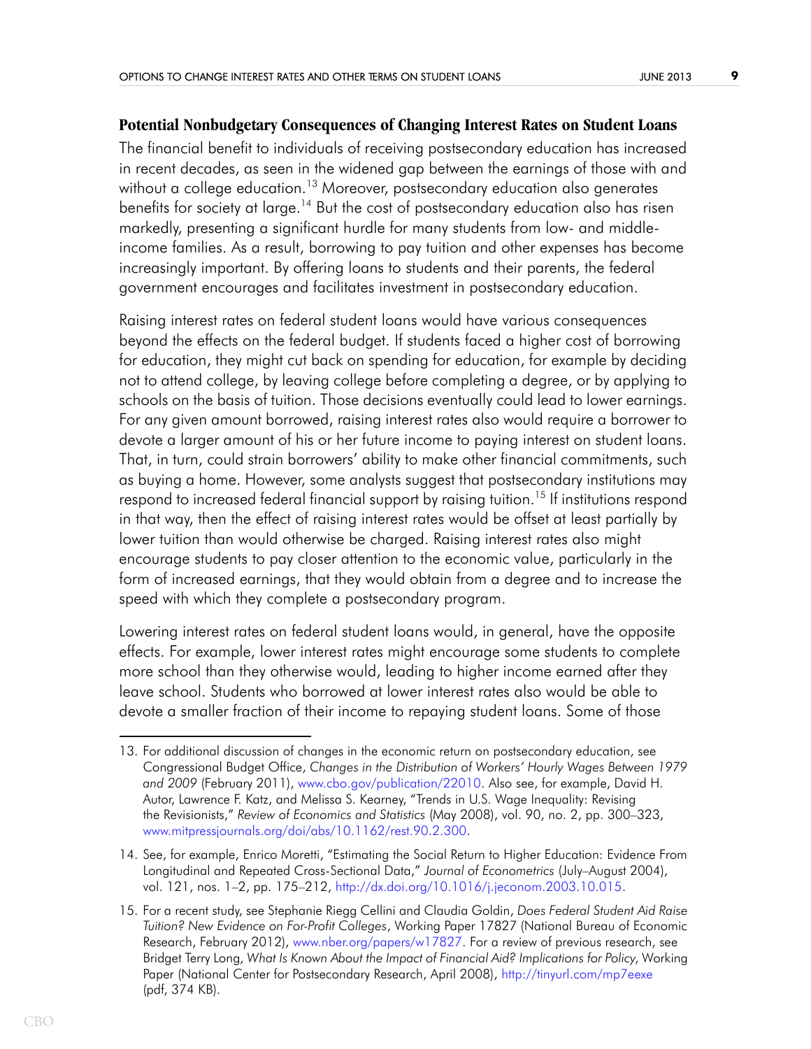## Potential Nonbudgetary Consequences of Changing Interest Rates on Student Loans

The financial benefit to individuals of receiving postsecondary education has increased in recent decades, as seen in the widened gap between the earnings of those with and without a college education.[13] Moreover, postsecondary education also generates benefits for society at large.[14] But the cost of postsecondary education also has risen markedly, presenting a significant hurdle for many students from low- and middle-income families. As a result, borrowing to pay tuition and other expenses has become increasingly important. By offering loans to students and their parents, the federal government encourages and facilitates investment in postsecondary education.

Raising interest rates on federal student loans would have various consequences beyond the effects on the federal budget. If students faced a higher cost of borrowing for education, they might cut back on spending for education, for example by deciding not to attend college, by leaving college before completing a degree, or by applying to schools on the basis of tuition. Those decisions eventually could lead to lower earnings. For any given amount borrowed, raising interest rates also would require a borrower to devote a larger amount of his or her future income to paying interest on student loans. That, in turn, could strain borrowers' ability to make other financial commitments, such as buying a home. However, some analysts suggest that postsecondary institutions may respond to increased federal financial support by raising tuition.[15] If institutions respond in that way, then the effect of raising interest rates would be offset at least partially by lower tuition than would otherwise be charged. Raising interest rates also might encourage students to pay closer attention to the economic value, particularly in the form of increased earnings, that they would obtain from a degree and to increase the speed with which they complete a postsecondary program.

Lowering interest rates on federal student loans would, in general, have the opposite effects. For example, lower interest rates might encourage some students to complete more school than they otherwise would, leading to higher income earned after they leave school. Students who borrowed at lower interest rates also would be able to devote a smaller fraction of their income to repaying student loans. Some of those

---

13. For additional discussion of changes in the economic return on postsecondary education, see Congressional Budget Office, *Changes in the Distribution of Workers' Hourly Wages Between 1979 and 2009* (February 2011), www.cbo.gov/publication/22010. Also see, for example, David H. Autor, Lawrence F. Katz, and Melissa S. Kearney, "Trends in U.S. Wage Inequality: Revising the Revisionists," *Review of Economics and Statistics* (May 2008), vol. 90, no. 2, pp. 300–323, www.mitpressjournals.org/doi/abs/10.1162/rest.90.2.300.

14. See, for example, Enrico Moretti, "Estimating the Social Return to Higher Education: Evidence From Longitudinal and Repeated Cross-Sectional Data," *Journal of Econometrics* (July–August 2004), vol. 121, nos. 1–2, pp. 175–212, http://dx.doi.org/10.1016/j.jeconom.2003.10.015.

15. For a recent study, see Stephanie Riegg Cellini and Claudia Goldin, *Does Federal Student Aid Raise Tuition? New Evidence on For-Profit Colleges*, Working Paper 17827 (National Bureau of Economic Research, February 2012), www.nber.org/papers/w17827. For a review of previous research, see Bridget Terry Long, *What Is Known About the Impact of Financial Aid? Implications for Policy*, Working Paper (National Center for Postsecondary Research, April 2008), http://tinyurl.com/mp7eexe (pdf, 374 KB).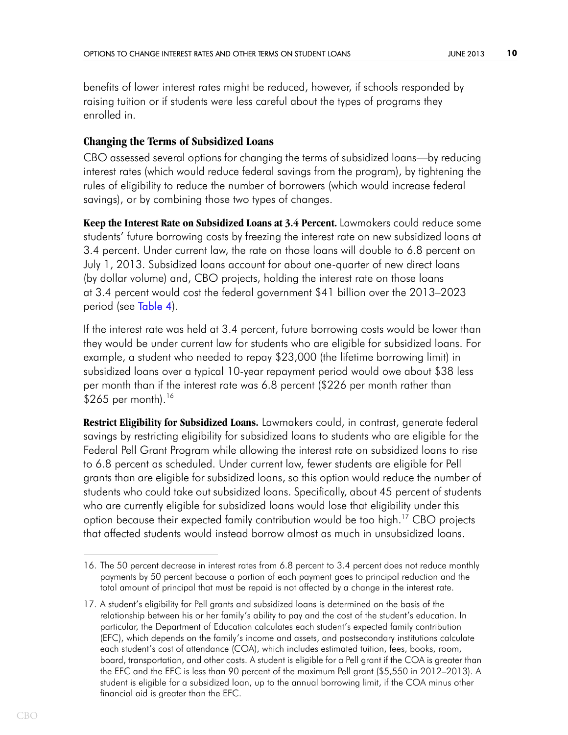benefits of lower interest rates might be reduced, however, if schools responded by raising tuition or if students were less careful about the types of programs they enrolled in.

### Changing the Terms of Subsidized Loans

CBO assessed several options for changing the terms of subsidized loans—by reducing interest rates (which would reduce federal savings from the program), by tightening the rules of eligibility to reduce the number of borrowers (which would increase federal savings), or by combining those two types of changes.

**Keep the Interest Rate on Subsidized Loans at 3.4 Percent.** Lawmakers could reduce some students' future borrowing costs by freezing the interest rate on new subsidized loans at 3.4 percent. Under current law, the rate on those loans will double to 6.8 percent on July 1, 2013. Subsidized loans account for about one-quarter of new direct loans (by dollar volume) and, CBO projects, holding the interest rate on those loans at 3.4 percent would cost the federal government $41 billion over the 2013–2023 period (see Table 4).

If the interest rate was held at 3.4 percent, future borrowing costs would be lower than they would be under current law for students who are eligible for subsidized loans. For example, a student who needed to repay $23,000 (the lifetime borrowing limit) in subsidized loans over a typical 10-year repayment period would owe about $38 less per month than if the interest rate was 6.8 percent ($226 per month rather than $265 per month).[16]

**Restrict Eligibility for Subsidized Loans.** Lawmakers could, in contrast, generate federal savings by restricting eligibility for subsidized loans to students who are eligible for the Federal Pell Grant Program while allowing the interest rate on subsidized loans to rise to 6.8 percent as scheduled. Under current law, fewer students are eligible for Pell grants than are eligible for subsidized loans, so this option would reduce the number of students who could take out subsidized loans. Specifically, about 45 percent of students who are currently eligible for subsidized loans would lose that eligibility under this option because their expected family contribution would be too high.[17] CBO projects that affected students would instead borrow almost as much in unsubsidized loans.

---

16. The 50 percent decrease in interest rates from 6.8 percent to 3.4 percent does not reduce monthly payments by 50 percent because a portion of each payment goes to principal reduction and the total amount of principal that must be repaid is not affected by a change in the interest rate.

17. A student's eligibility for Pell grants and subsidized loans is determined on the basis of the relationship between his or her family's ability to pay and the cost of the student's education. In particular, the Department of Education calculates each student's expected family contribution (EFC), which depends on the family's income and assets, and postsecondary institutions calculate each student's cost of attendance (COA), which includes estimated tuition, fees, books, room, board, transportation, and other costs. A student is eligible for a Pell grant if the COA is greater than the EFC and the EFC is less than 90 percent of the maximum Pell grant ($5,550 in 2012–2013). A student is eligible for a subsidized loan, up to the annual borrowing limit, if the COA minus other financial aid is greater than the EFC.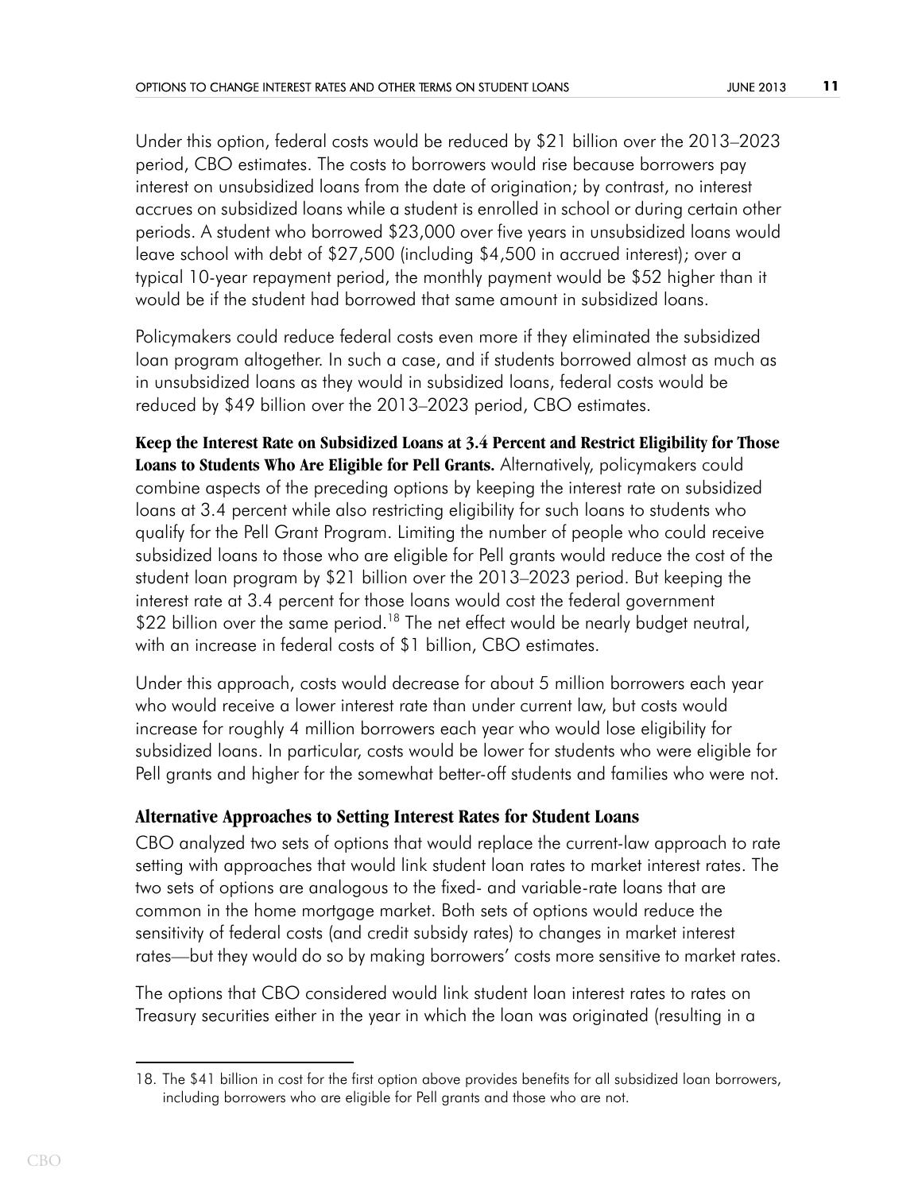Under this option, federal costs would be reduced by $21 billion over the 2013–2023 period, CBO estimates. The costs to borrowers would rise because borrowers pay interest on unsubsidized loans from the date of origination; by contrast, no interest accrues on subsidized loans while a student is enrolled in school or during certain other periods. A student who borrowed $23,000 over five years in unsubsidized loans would leave school with debt of $27,500 (including $4,500 in accrued interest); over a typical 10-year repayment period, the monthly payment would be $52 higher than it would be if the student had borrowed that same amount in subsidized loans.

Policymakers could reduce federal costs even more if they eliminated the subsidized loan program altogether. In such a case, and if students borrowed almost as much as in unsubsidized loans as they would in subsidized loans, federal costs would be reduced by $49 billion over the 2013–2023 period, CBO estimates.

**Keep the Interest Rate on Subsidized Loans at 3.4 Percent and Restrict Eligibility for Those Loans to Students Who Are Eligible for Pell Grants.** Alternatively, policymakers could combine aspects of the preceding options by keeping the interest rate on subsidized loans at 3.4 percent while also restricting eligibility for such loans to students who qualify for the Pell Grant Program. Limiting the number of people who could receive subsidized loans to those who are eligible for Pell grants would reduce the cost of the student loan program by $21 billion over the 2013–2023 period. But keeping the interest rate at 3.4 percent for those loans would cost the federal government $22 billion over the same period.[18] The net effect would be nearly budget neutral, with an increase in federal costs of $1 billion, CBO estimates.

Under this approach, costs would decrease for about 5 million borrowers each year who would receive a lower interest rate than under current law, but costs would increase for roughly 4 million borrowers each year who would lose eligibility for subsidized loans. In particular, costs would be lower for students who were eligible for Pell grants and higher for the somewhat better-off students and families who were not.

### Alternative Approaches to Setting Interest Rates for Student Loans

CBO analyzed two sets of options that would replace the current-law approach to rate setting with approaches that would link student loan rates to market interest rates. The two sets of options are analogous to the fixed- and variable-rate loans that are common in the home mortgage market. Both sets of options would reduce the sensitivity of federal costs (and credit subsidy rates) to changes in market interest rates—but they would do so by making borrowers' costs more sensitive to market rates.

The options that CBO considered would link student loan interest rates to rates on Treasury securities either in the year in which the loan was originated (resulting in a

---

18. The $41 billion in cost for the first option above provides benefits for all subsidized loan borrowers, including borrowers who are eligible for Pell grants and those who are not.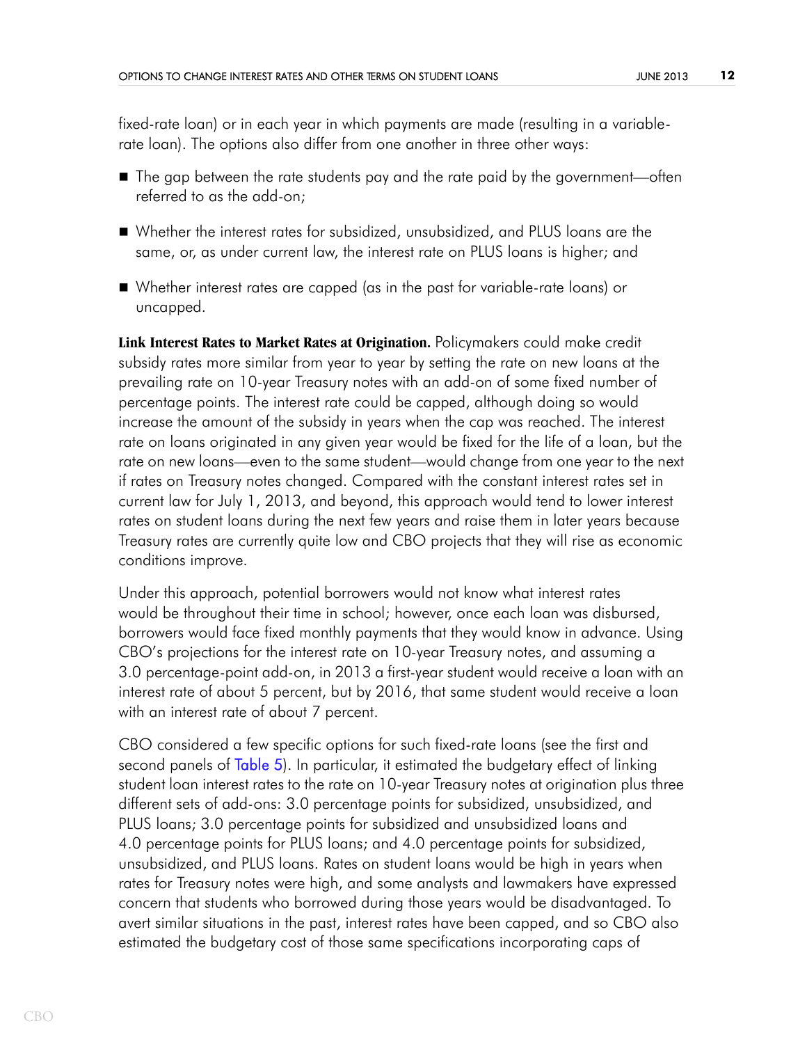fixed-rate loan) or in each year in which payments are made (resulting in a variable-rate loan). The options also differ from one another in three other ways:

- The gap between the rate students pay and the rate paid by the government—often referred to as the add-on;
- Whether the interest rates for subsidized, unsubsidized, and PLUS loans are the same, or, as under current law, the interest rate on PLUS loans is higher; and
- Whether interest rates are capped (as in the past for variable-rate loans) or uncapped.

**Link Interest Rates to Market Rates at Origination.** Policymakers could make credit subsidy rates more similar from year to year by setting the rate on new loans at the prevailing rate on 10-year Treasury notes with an add-on of some fixed number of percentage points. The interest rate could be capped, although doing so would increase the amount of the subsidy in years when the cap was reached. The interest rate on loans originated in any given year would be fixed for the life of a loan, but the rate on new loans—even to the same student—would change from one year to the next if rates on Treasury notes changed. Compared with the constant interest rates set in current law for July 1, 2013, and beyond, this approach would tend to lower interest rates on student loans during the next few years and raise them in later years because Treasury rates are currently quite low and CBO projects that they will rise as economic conditions improve.

Under this approach, potential borrowers would not know what interest rates would be throughout their time in school; however, once each loan was disbursed, borrowers would face fixed monthly payments that they would know in advance. Using CBO's projections for the interest rate on 10-year Treasury notes, and assuming a 3.0 percentage-point add-on, in 2013 a first-year student would receive a loan with an interest rate of about 5 percent, but by 2016, that same student would receive a loan with an interest rate of about 7 percent.

CBO considered a few specific options for such fixed-rate loans (see the first and second panels of Table 5). In particular, it estimated the budgetary effect of linking student loan interest rates to the rate on 10-year Treasury notes at origination plus three different sets of add-ons: 3.0 percentage points for subsidized, unsubsidized, and PLUS loans; 3.0 percentage points for subsidized and unsubsidized loans and 4.0 percentage points for PLUS loans; and 4.0 percentage points for subsidized, unsubsidized, and PLUS loans. Rates on student loans would be high in years when rates for Treasury notes were high, and some analysts and lawmakers have expressed concern that students who borrowed during those years would be disadvantaged. To avert similar situations in the past, interest rates have been capped, and so CBO also estimated the budgetary cost of those same specifications incorporating caps of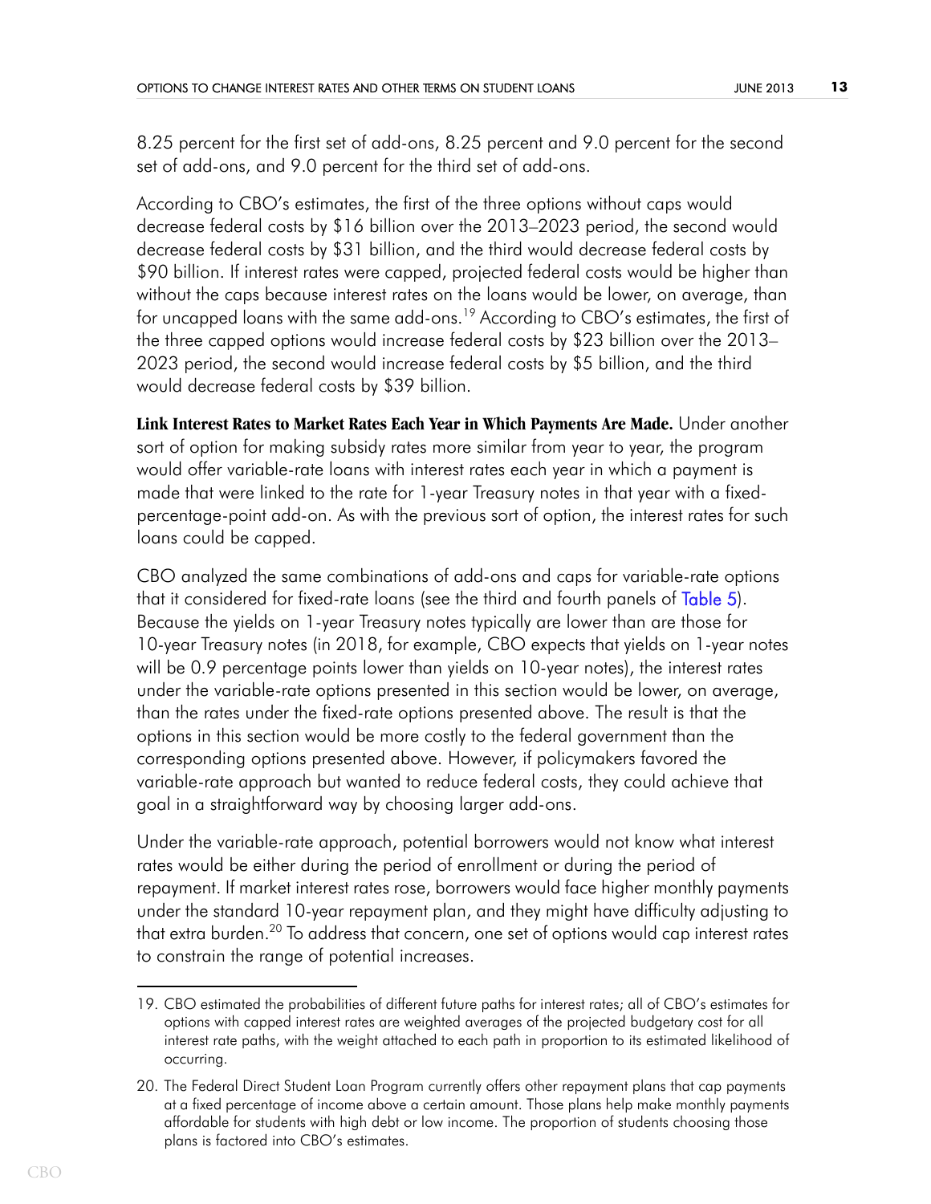8.25 percent for the first set of add-ons, 8.25 percent and 9.0 percent for the second set of add-ons, and 9.0 percent for the third set of add-ons.

According to CBO's estimates, the first of the three options without caps would decrease federal costs by $16 billion over the 2013–2023 period, the second would decrease federal costs by $31 billion, and the third would decrease federal costs by $90 billion. If interest rates were capped, projected federal costs would be higher than without the caps because interest rates on the loans would be lower, on average, than for uncapped loans with the same add-ons.[19] According to CBO's estimates, the first of the three capped options would increase federal costs by $23 billion over the 2013–2023 period, the second would increase federal costs by $5 billion, and the third would decrease federal costs by $39 billion.

**Link Interest Rates to Market Rates Each Year in Which Payments Are Made.** Under another sort of option for making subsidy rates more similar from year to year, the program would offer variable-rate loans with interest rates each year in which a payment is made that were linked to the rate for 1-year Treasury notes in that year with a fixed-percentage-point add-on. As with the previous sort of option, the interest rates for such loans could be capped.

CBO analyzed the same combinations of add-ons and caps for variable-rate options that it considered for fixed-rate loans (see the third and fourth panels of Table 5). Because the yields on 1-year Treasury notes typically are lower than are those for 10-year Treasury notes (in 2018, for example, CBO expects that yields on 1-year notes will be 0.9 percentage points lower than yields on 10-year notes), the interest rates under the variable-rate options presented in this section would be lower, on average, than the rates under the fixed-rate options presented above. The result is that the options in this section would be more costly to the federal government than the corresponding options presented above. However, if policymakers favored the variable-rate approach but wanted to reduce federal costs, they could achieve that goal in a straightforward way by choosing larger add-ons.

Under the variable-rate approach, potential borrowers would not know what interest rates would be either during the period of enrollment or during the period of repayment. If market interest rates rose, borrowers would face higher monthly payments under the standard 10-year repayment plan, and they might have difficulty adjusting to that extra burden.[20] To address that concern, one set of options would cap interest rates to constrain the range of potential increases.

---

19. CBO estimated the probabilities of different future paths for interest rates; all of CBO's estimates for options with capped interest rates are weighted averages of the projected budgetary cost for all interest rate paths, with the weight attached to each path in proportion to its estimated likelihood of occurring.

20. The Federal Direct Student Loan Program currently offers other repayment plans that cap payments at a fixed percentage of income above a certain amount. Those plans help make monthly payments affordable for students with high debt or low income. The proportion of students choosing those plans is factored into CBO's estimates.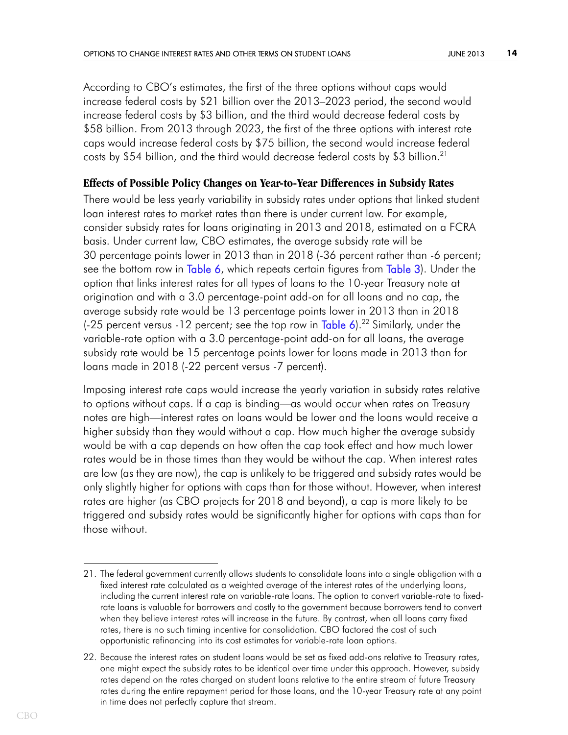According to CBO's estimates, the first of the three options without caps would increase federal costs by $21 billion over the 2013–2023 period, the second would increase federal costs by $3 billion, and the third would decrease federal costs by $58 billion. From 2013 through 2023, the first of the three options with interest rate caps would increase federal costs by $75 billion, the second would increase federal costs by $54 billion, and the third would decrease federal costs by $3 billion.[21]

### Effects of Possible Policy Changes on Year-to-Year Differences in Subsidy Rates

There would be less yearly variability in subsidy rates under options that linked student loan interest rates to market rates than there is under current law. For example, consider subsidy rates for loans originating in 2013 and 2018, estimated on a FCRA basis. Under current law, CBO estimates, the average subsidy rate will be 30 percentage points lower in 2013 than in 2018 (-36 percent rather than -6 percent; see the bottom row in Table 6, which repeats certain figures from Table 3). Under the option that links interest rates for all types of loans to the 10-year Treasury note at origination and with a 3.0 percentage-point add-on for all loans and no cap, the average subsidy rate would be 13 percentage points lower in 2013 than in 2018 (-25 percent versus -12 percent; see the top row in Table 6).[22] Similarly, under the variable-rate option with a 3.0 percentage-point add-on for all loans, the average subsidy rate would be 15 percentage points lower for loans made in 2013 than for loans made in 2018 (-22 percent versus -7 percent).

Imposing interest rate caps would increase the yearly variation in subsidy rates relative to options without caps. If a cap is binding—as would occur when rates on Treasury notes are high—interest rates on loans would be lower and the loans would receive a higher subsidy than they would without a cap. How much higher the average subsidy would be with a cap depends on how often the cap took effect and how much lower rates would be in those times than they would be without the cap. When interest rates are low (as they are now), the cap is unlikely to be triggered and subsidy rates would be only slightly higher for options with caps than for those without. However, when interest rates are higher (as CBO projects for 2018 and beyond), a cap is more likely to be triggered and subsidy rates would be significantly higher for options with caps than for those without.

---

21. The federal government currently allows students to consolidate loans into a single obligation with a fixed interest rate calculated as a weighted average of the interest rates of the underlying loans, including the current interest rate on variable-rate loans. The option to convert variable-rate to fixed-rate loans is valuable for borrowers and costly to the government because borrowers tend to convert when they believe interest rates will increase in the future. By contrast, when all loans carry fixed rates, there is no such timing incentive for consolidation. CBO factored the cost of such opportunistic refinancing into its cost estimates for variable-rate loan options.

22. Because the interest rates on student loans would be set as fixed add-ons relative to Treasury rates, one might expect the subsidy rates to be identical over time under this approach. However, subsidy rates depend on the rates charged on student loans relative to the entire stream of future Treasury rates during the entire repayment period for those loans, and the 10-year Treasury rate at any point in time does not perfectly capture that stream.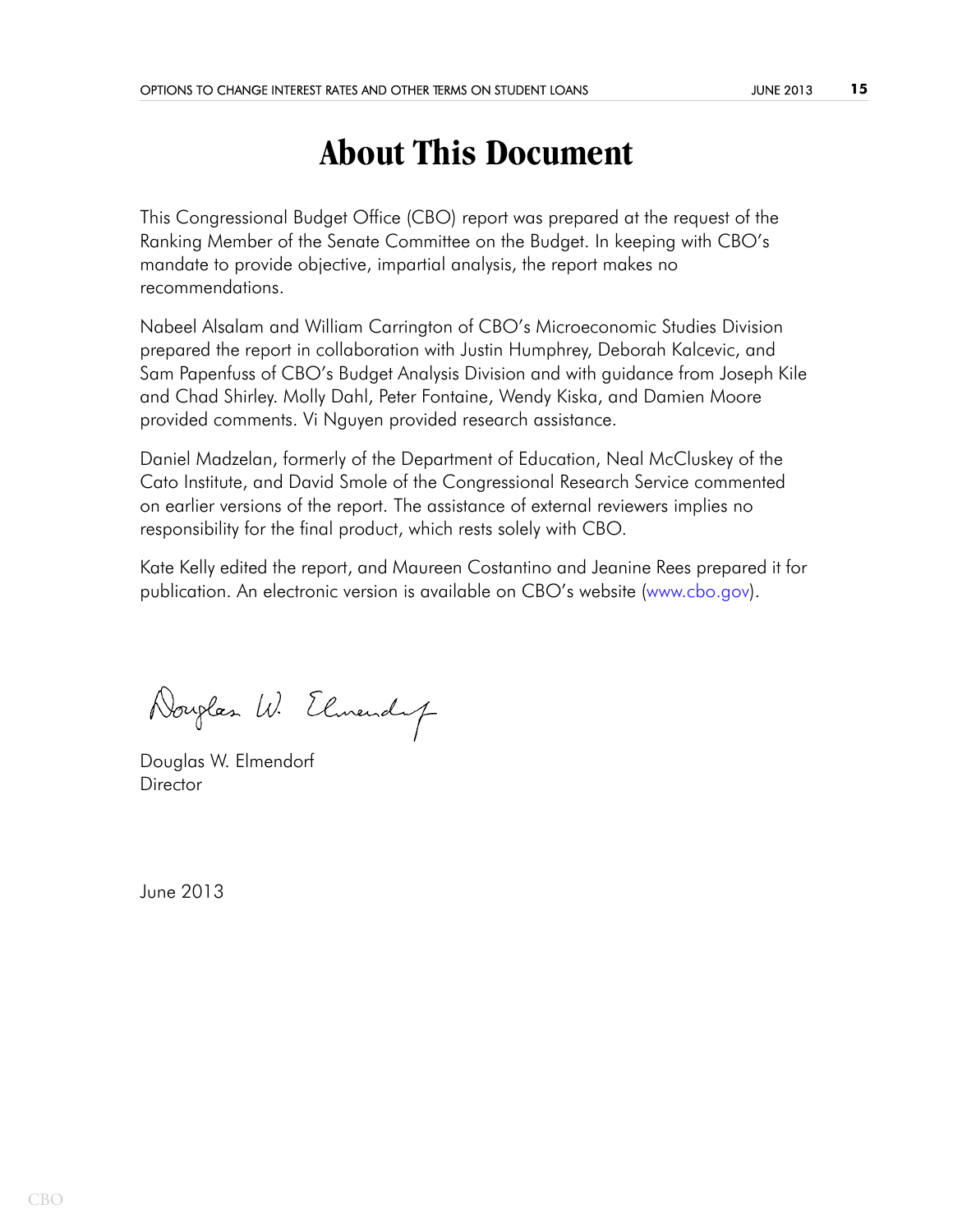# About This Document

This Congressional Budget Office (CBO) report was prepared at the request of the Ranking Member of the Senate Committee on the Budget. In keeping with CBO's mandate to provide objective, impartial analysis, the report makes no recommendations.

Nabeel Alsalam and William Carrington of CBO's Microeconomic Studies Division prepared the report in collaboration with Justin Humphrey, Deborah Kalcevic, and Sam Papenfuss of CBO's Budget Analysis Division and with guidance from Joseph Kile and Chad Shirley. Molly Dahl, Peter Fontaine, Wendy Kiska, and Damien Moore provided comments. Vi Nguyen provided research assistance.

Daniel Madzelan, formerly of the Department of Education, Neal McCluskey of the Cato Institute, and David Smole of the Congressional Research Service commented on earlier versions of the report. The assistance of external reviewers implies no responsibility for the final product, which rests solely with CBO.

Kate Kelly edited the report, and Maureen Costantino and Jeanine Rees prepared it for publication. An electronic version is available on CBO's website (www.cbo.gov).

Douglas W. Elmendorf
Director

June 2013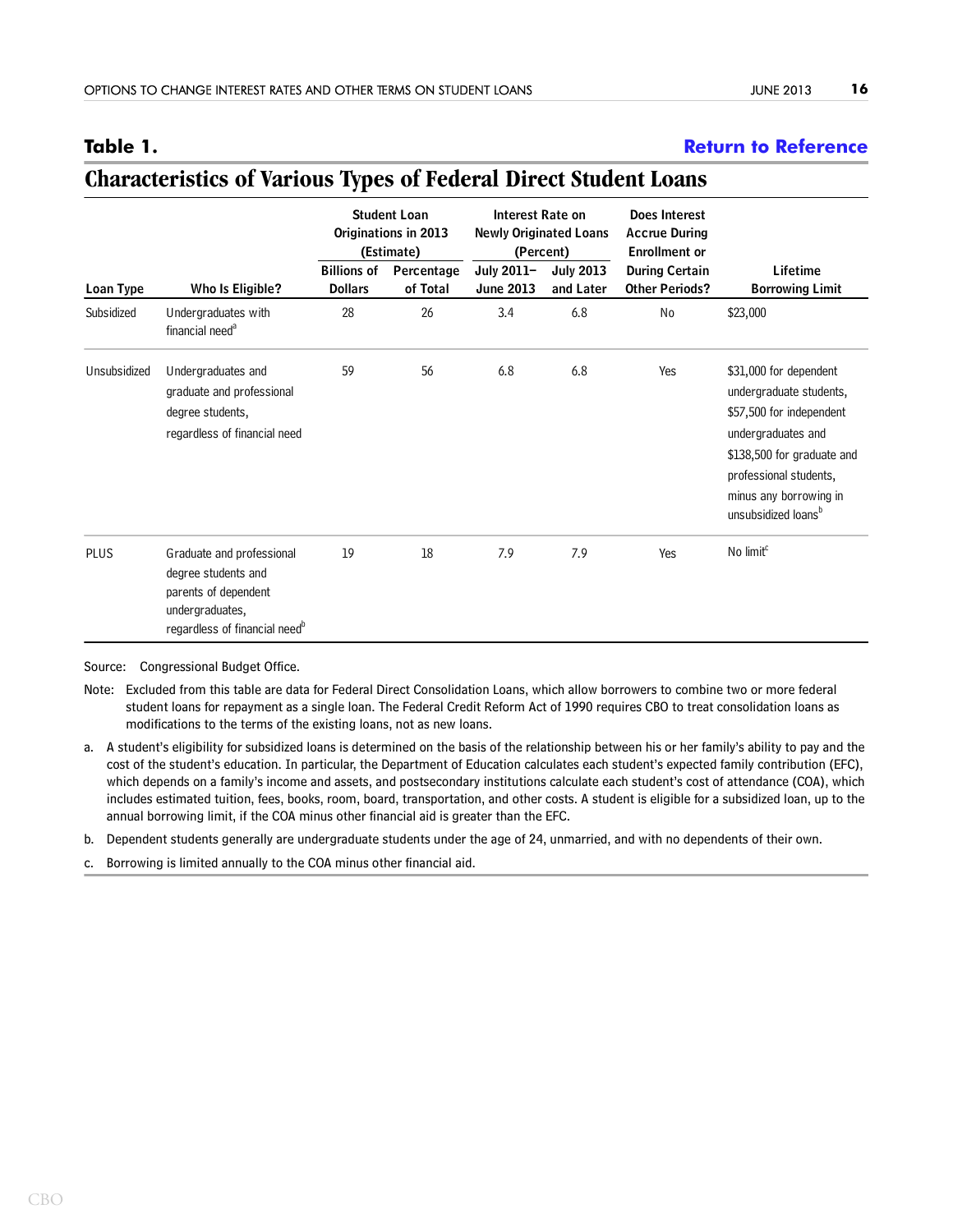## Table 1.

**Return to Reference**

# Characteristics of Various Types of Federal Direct Student Loans

| | | Student Loan Originations in 2013 (Estimate) | | Interest Rate on Newly Originated Loans (Percent) | | Does Interest Accrue During Enrollment or During Certain Other Periods? | |
|---|---|---|---|---|---|---|---|
| Loan Type | Who Is Eligible? | Billions of Dollars | Percentage of Total | July 2011–June 2013 | July 2013 and Later | | Lifetime Borrowing Limit |
| Subsidized | Undergraduates with financial need[a] | 28 | 26 | 3.4 | 6.8 | No | $23,000 |
| Unsubsidized | Undergraduates and graduate and professional degree students, regardless of financial need | 59 | 56 | 6.8 | 6.8 | Yes | $31,000 for dependent undergraduate students, $57,500 for independent undergraduates and $138,500 for graduate and professional students, minus any borrowing in unsubsidized loans[b] |
| PLUS | Graduate and professional degree students and parents of dependent undergraduates, regardless of financial need[b] | 19 | 18 | 7.9 | 7.9 | Yes | No limit[c] |

Source: Congressional Budget Office.

Note: Excluded from this table are data for Federal Direct Consolidation Loans, which allow borrowers to combine two or more federal student loans for repayment as a single loan. The Federal Credit Reform Act of 1990 requires CBO to treat consolidation loans as modifications to the terms of the existing loans, not as new loans.

a. A student's eligibility for subsidized loans is determined on the basis of the relationship between his or her family's ability to pay and the cost of the student's education. In particular, the Department of Education calculates each student's expected family contribution (EFC), which depends on a family's income and assets, and postsecondary institutions calculate each student's cost of attendance (COA), which includes estimated tuition, fees, books, room, board, transportation, and other costs. A student is eligible for a subsidized loan, up to the annual borrowing limit, if the COA minus other financial aid is greater than the EFC.

b. Dependent students generally are undergraduate students under the age of 24, unmarried, and with no dependents of their own.

c. Borrowing is limited annually to the COA minus other financial aid.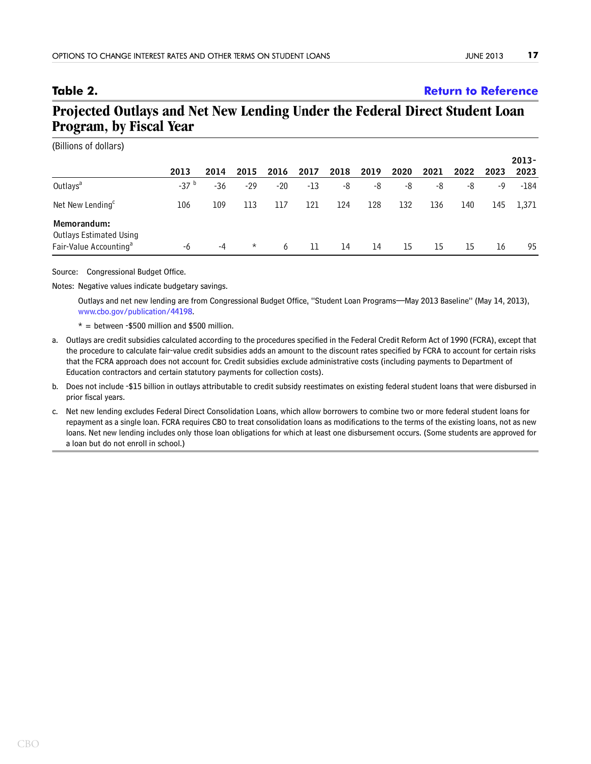**Table 2.** Return to Reference

## Projected Outlays and Net New Lending Under the Federal Direct Student Loan Program, by Fiscal Year

(Billions of dollars)

| | 2013 | 2014 | 2015 | 2016 | 2017 | 2018 | 2019 | 2020 | 2021 | 2022 | 2023 | 2013-2023 |
|---|---|---|---|---|---|---|---|---|---|---|---|---|
| Outlays[a] | -37 [b] | -36 | -29 | -20 | -13 | -8 | -8 | -8 | -8 | -8 | -9 | -184 |
| Net New Lending[c] | 106 | 109 | 113 | 117 | 121 | 124 | 128 | 132 | 136 | 140 | 145 | 1,371 |
| **Memorandum:** | | | | | | | | | | | | |
| Outlays Estimated Using Fair-Value Accounting[a] | -6 | -4 | * | 6 | 11 | 14 | 14 | 15 | 15 | 15 | 16 | 95 |

Source: Congressional Budget Office.

Notes: Negative values indicate budgetary savings.

Outlays and net new lending are from Congressional Budget Office, "Student Loan Programs—May 2013 Baseline" (May 14, 2013), www.cbo.gov/publication/44198.

* = between -$500 million and $500 million.

a. Outlays are credit subsidies calculated according to the procedures specified in the Federal Credit Reform Act of 1990 (FCRA), except that the procedure to calculate fair-value credit subsidies adds an amount to the discount rates specified by FCRA to account for certain risks that the FCRA approach does not account for. Credit subsidies exclude administrative costs (including payments to Department of Education contractors and certain statutory payments for collection costs).

b. Does not include -$15 billion in outlays attributable to credit subsidy reestimates on existing federal student loans that were disbursed in prior fiscal years.

c. Net new lending excludes Federal Direct Consolidation Loans, which allow borrowers to combine two or more federal student loans for repayment as a single loan. FCRA requires CBO to treat consolidation loans as modifications to the terms of the existing loans, not as new loans. Net new lending includes only those loan obligations for which at least one disbursement occurs. (Some students are approved for a loan but do not enroll in school.)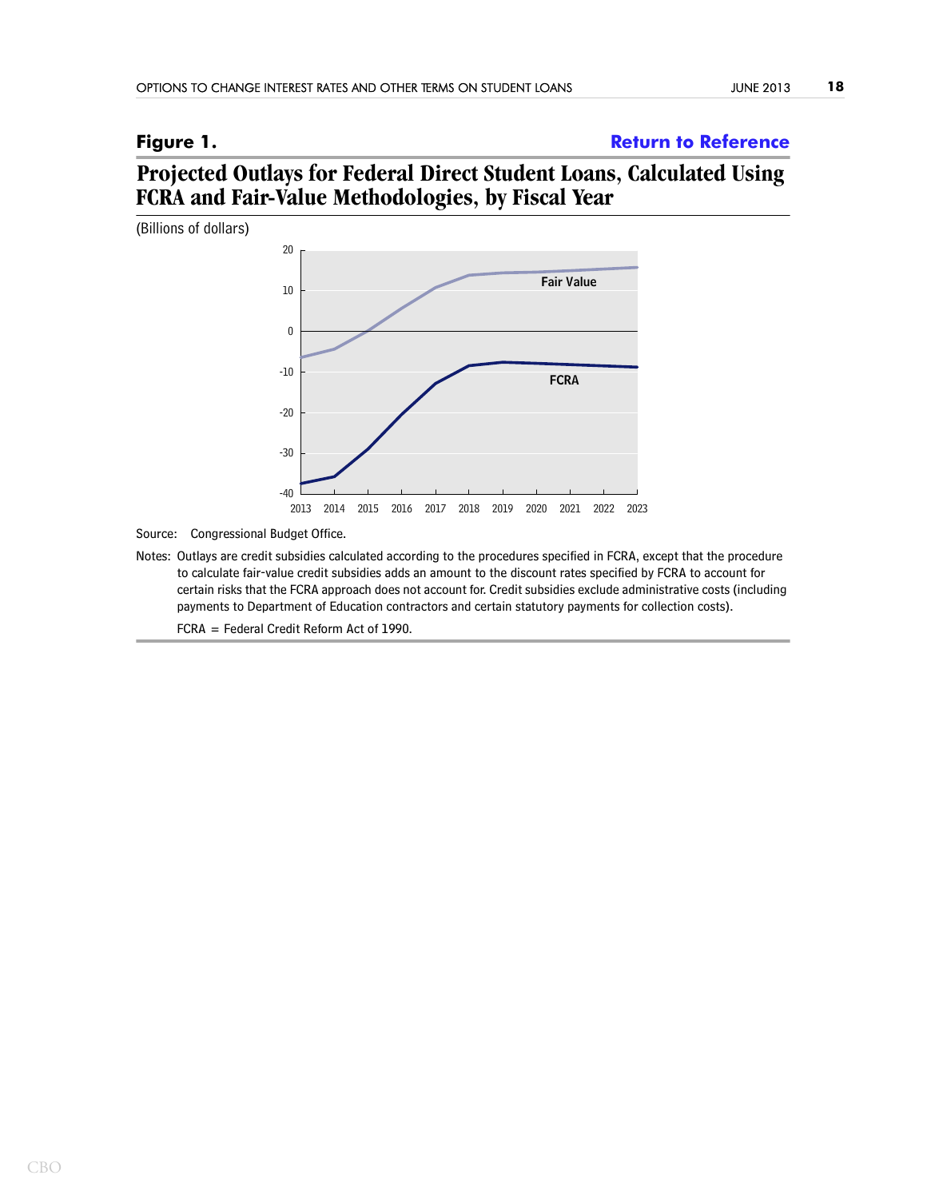**Figure 1.** **Return to Reference**

## Projected Outlays for Federal Direct Student Loans, Calculated Using FCRA and Fair-Value Methodologies, by Fiscal Year

(Billions of dollars)

Source: Congressional Budget Office.

Notes: Outlays are credit subsidies calculated according to the procedures specified in FCRA, except that the procedure to calculate fair-value credit subsidies adds an amount to the discount rates specified by FCRA to account for certain risks that the FCRA approach does not account for. Credit subsidies exclude administrative costs (including payments to Department of Education contractors and certain statutory payments for collection costs).

FCRA = Federal Credit Reform Act of 1990.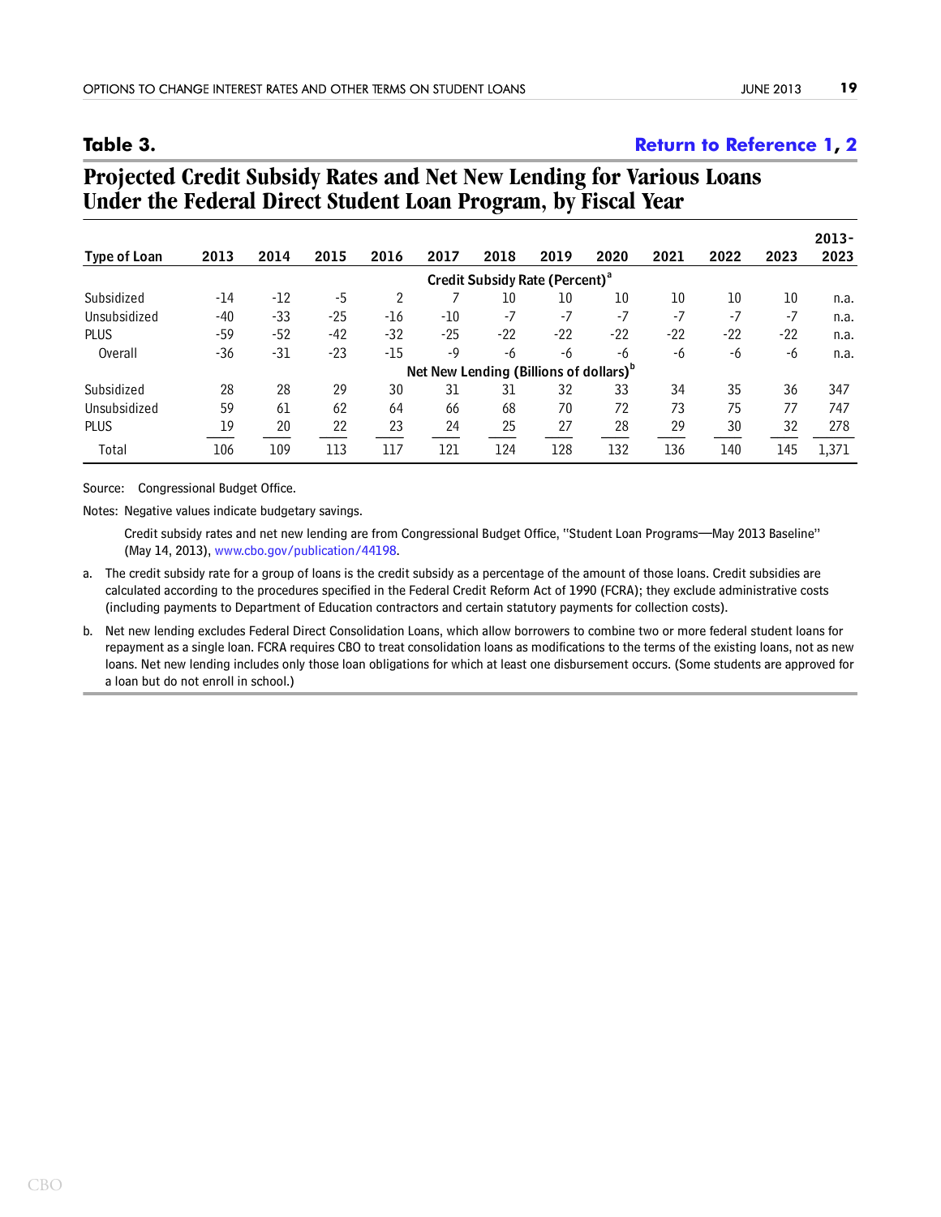**Table 3.** Return to Reference 1, 2

## Projected Credit Subsidy Rates and Net New Lending for Various Loans Under the Federal Direct Student Loan Program, by Fiscal Year

| Type of Loan | 2013 | 2014 | 2015 | 2016 | 2017 | 2018 | 2019 | 2020 | 2021 | 2022 | 2023 | 2013-2023 |
|---|---|---|---|---|---|---|---|---|---|---|---|---|
| | | | | | Credit Subsidy Rate (Percent)[a] | | | | | | | |
| Subsidized | -14 | -12 | -5 | 2 | 7 | 10 | 10 | 10 | 10 | 10 | 10 | n.a. |
| Unsubsidized | -40 | -33 | -25 | -16 | -10 | -7 | -7 | -7 | -7 | -7 | -7 | n.a. |
| PLUS | -59 | -52 | -42 | -32 | -25 | -22 | -22 | -22 | -22 | -22 | -22 | n.a. |
| Overall | -36 | -31 | -23 | -15 | -9 | -6 | -6 | -6 | -6 | -6 | -6 | n.a. |
| | | | | | Net New Lending (Billions of dollars)[b] | | | | | | | |
| Subsidized | 28 | 28 | 29 | 30 | 31 | 31 | 32 | 33 | 34 | 35 | 36 | 347 |
| Unsubsidized | 59 | 61 | 62 | 64 | 66 | 68 | 70 | 72 | 73 | 75 | 77 | 747 |
| PLUS | 19 | 20 | 22 | 23 | 24 | 25 | 27 | 28 | 29 | 30 | 32 | 278 |
| Total | 106 | 109 | 113 | 117 | 121 | 124 | 128 | 132 | 136 | 140 | 145 | 1,371 |

Source: Congressional Budget Office.

Notes: Negative values indicate budgetary savings.

Credit subsidy rates and net new lending are from Congressional Budget Office, "Student Loan Programs—May 2013 Baseline" (May 14, 2013), www.cbo.gov/publication/44198.

a. The credit subsidy rate for a group of loans is the credit subsidy as a percentage of the amount of those loans. Credit subsidies are calculated according to the procedures specified in the Federal Credit Reform Act of 1990 (FCRA); they exclude administrative costs (including payments to Department of Education contractors and certain statutory payments for collection costs).

b. Net new lending excludes Federal Direct Consolidation Loans, which allow borrowers to combine two or more federal student loans for repayment as a single loan. FCRA requires CBO to treat consolidation loans as modifications to the terms of the existing loans, not as new loans. Net new lending includes only those loan obligations for which at least one disbursement occurs. (Some students are approved for a loan but do not enroll in school.)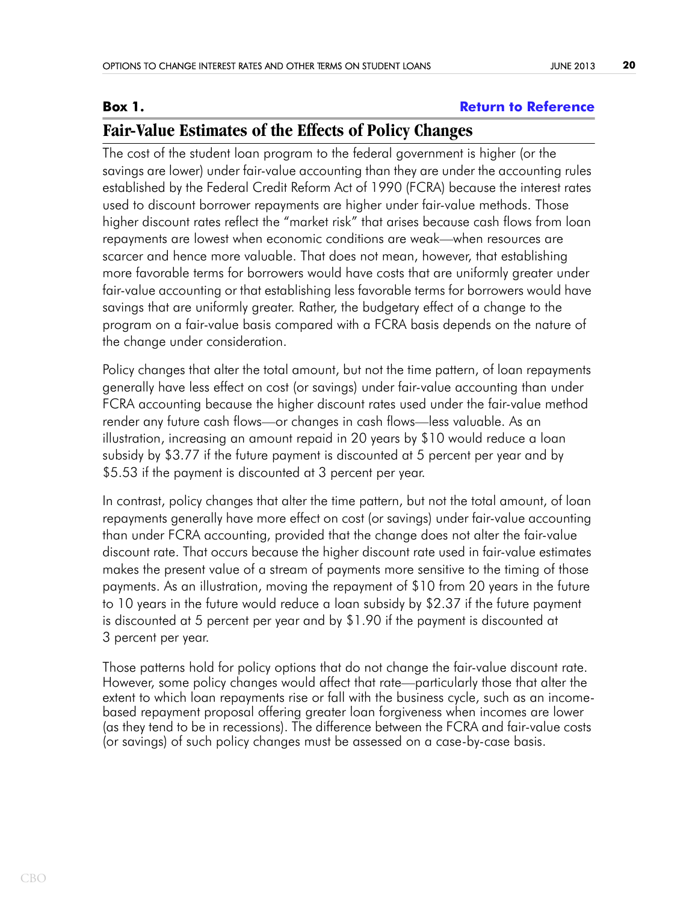**Box 1.** Return to Reference

## Fair-Value Estimates of the Effects of Policy Changes

The cost of the student loan program to the federal government is higher (or the savings are lower) under fair-value accounting than they are under the accounting rules established by the Federal Credit Reform Act of 1990 (FCRA) because the interest rates used to discount borrower repayments are higher under fair-value methods. Those higher discount rates reflect the "market risk" that arises because cash flows from loan repayments are lowest when economic conditions are weak—when resources are scarcer and hence more valuable. That does not mean, however, that establishing more favorable terms for borrowers would have costs that are uniformly greater under fair-value accounting or that establishing less favorable terms for borrowers would have savings that are uniformly greater. Rather, the budgetary effect of a change to the program on a fair-value basis compared with a FCRA basis depends on the nature of the change under consideration.

Policy changes that alter the total amount, but not the time pattern, of loan repayments generally have less effect on cost (or savings) under fair-value accounting than under FCRA accounting because the higher discount rates used under the fair-value method render any future cash flows—or changes in cash flows—less valuable. As an illustration, increasing an amount repaid in 20 years by $10 would reduce a loan subsidy by $3.77 if the future payment is discounted at 5 percent per year and by $5.53 if the payment is discounted at 3 percent per year.

In contrast, policy changes that alter the time pattern, but not the total amount, of loan repayments generally have more effect on cost (or savings) under fair-value accounting than under FCRA accounting, provided that the change does not alter the fair-value discount rate. That occurs because the higher discount rate used in fair-value estimates makes the present value of a stream of payments more sensitive to the timing of those payments. As an illustration, moving the repayment of $10 from 20 years in the future to 10 years in the future would reduce a loan subsidy by $2.37 if the future payment is discounted at 5 percent per year and by $1.90 if the payment is discounted at 3 percent per year.

Those patterns hold for policy options that do not change the fair-value discount rate. However, some policy changes would affect that rate—particularly those that alter the extent to which loan repayments rise or fall with the business cycle, such as an income-based repayment proposal offering greater loan forgiveness when incomes are lower (as they tend to be in recessions). The difference between the FCRA and fair-value costs (or savings) of such policy changes must be assessed on a case-by-case basis.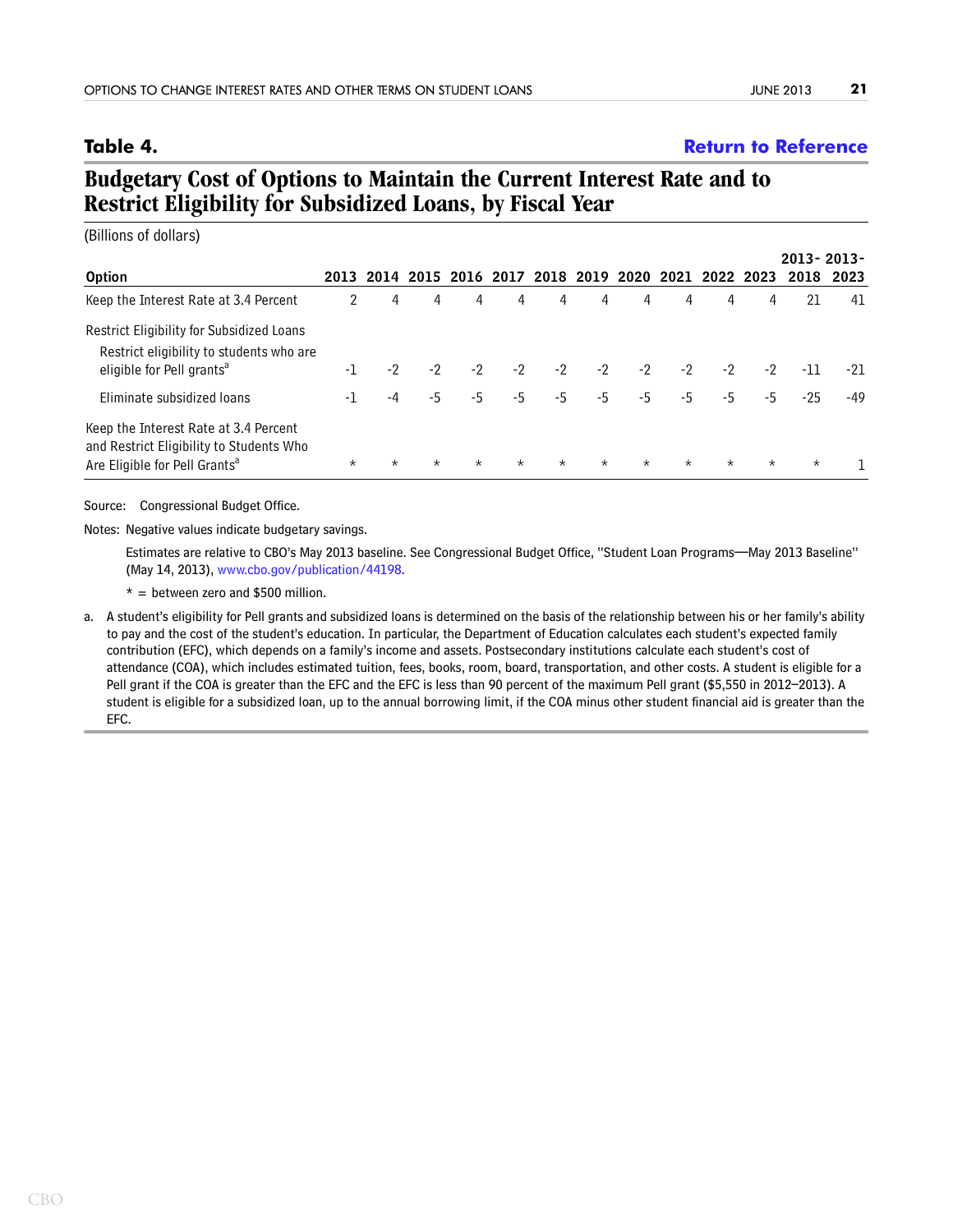**Table 4.** **Return to Reference**

## Budgetary Cost of Options to Maintain the Current Interest Rate and to Restrict Eligibility for Subsidized Loans, by Fiscal Year

(Billions of dollars)

| Option | 2013 | 2014 | 2015 | 2016 | 2017 | 2018 | 2019 | 2020 | 2021 | 2022 | 2023 | 2013-2018 | 2013-2023 |
|---|---|---|---|---|---|---|---|---|---|---|---|---|---|
| Keep the Interest Rate at 3.4 Percent | 2 | 4 | 4 | 4 | 4 | 4 | 4 | 4 | 4 | 4 | 4 | 21 | 41 |
| Restrict Eligibility for Subsidized Loans | | | | | | | | | | | | | |
| Restrict eligibility to students who are eligible for Pell grants[a] | -1 | -2 | -2 | -2 | -2 | -2 | -2 | -2 | -2 | -2 | -2 | -11 | -21 |
| Eliminate subsidized loans | -1 | -4 | -5 | -5 | -5 | -5 | -5 | -5 | -5 | -5 | -5 | -25 | -49 |
| Keep the Interest Rate at 3.4 Percent and Restrict Eligibility to Students Who Are Eligible for Pell Grants[a] | * | * | * | * | * | * | * | * | * | * | * | * | 1 |

Source: Congressional Budget Office.

Notes: Negative values indicate budgetary savings.

Estimates are relative to CBO's May 2013 baseline. See Congressional Budget Office, "Student Loan Programs—May 2013 Baseline" (May 14, 2013), www.cbo.gov/publication/44198.

* = between zero and $500 million.

a. A student's eligibility for Pell grants and subsidized loans is determined on the basis of the relationship between his or her family's ability to pay and the cost of the student's education. In particular, the Department of Education calculates each student's expected family contribution (EFC), which depends on a family's income and assets. Postsecondary institutions calculate each student's cost of attendance (COA), which includes estimated tuition, fees, books, room, board, transportation, and other costs. A student is eligible for a Pell grant if the COA is greater than the EFC and the EFC is less than 90 percent of the maximum Pell grant ($5,550 in 2012–2013). A student is eligible for a subsidized loan, up to the annual borrowing limit, if the COA minus other student financial aid is greater than the EFC.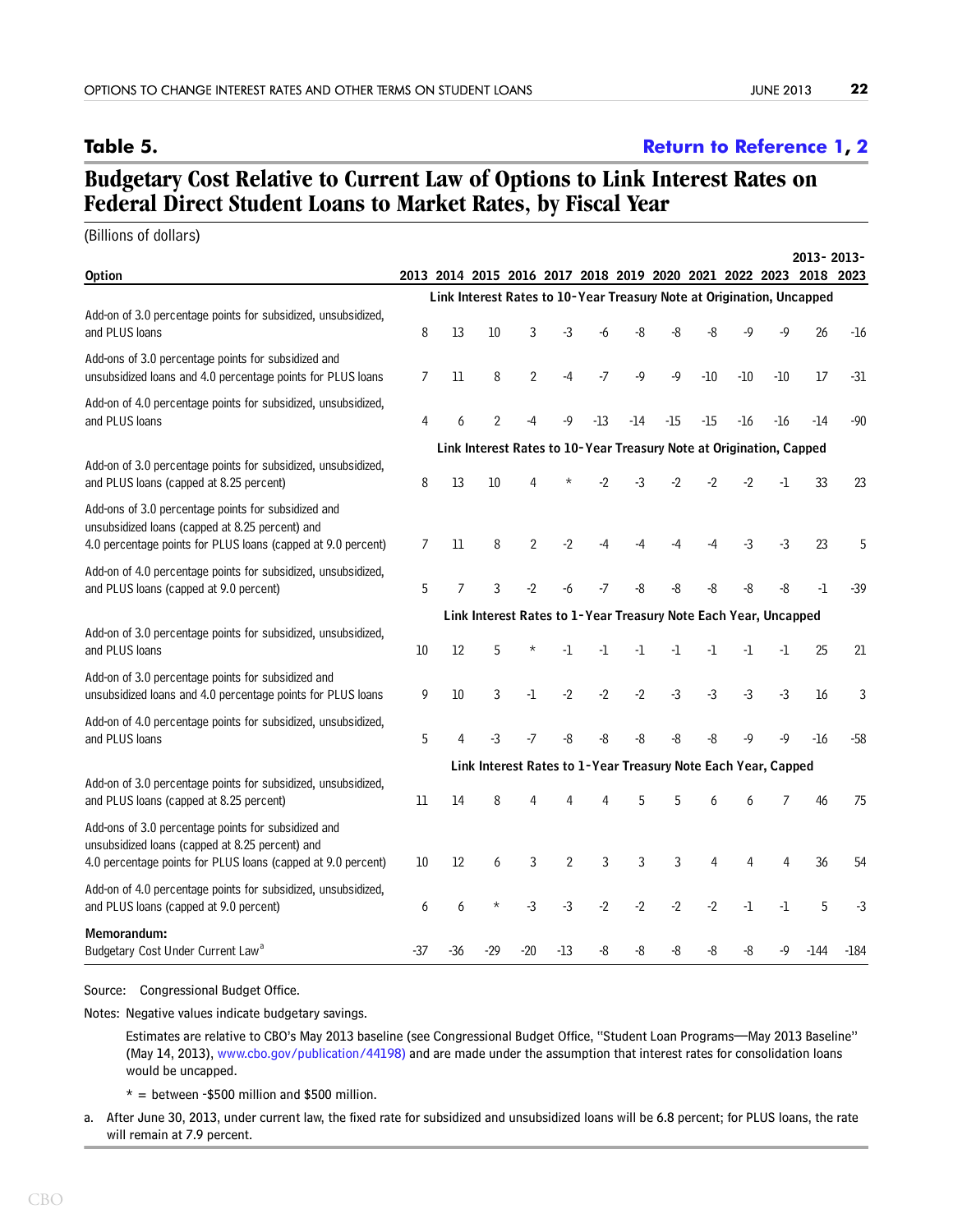## Table 5.

Return to Reference 1, 2

# Budgetary Cost Relative to Current Law of Options to Link Interest Rates on Federal Direct Student Loans to Market Rates, by Fiscal Year

(Billions of dollars)

| Option | 2013 | 2014 | 2015 | 2016 | 2017 | 2018 | 2019 | 2020 | 2021 | 2022 | 2023 | 2013-2018 | 2013-2023 |
|---|---|---|---|---|---|---|---|---|---|---|---|---|---|
| **Link Interest Rates to 10-Year Treasury Note at Origination, Uncapped** | | | | | | | | | | | | | |
| Add-on of 3.0 percentage points for subsidized, unsubsidized, and PLUS loans | 8 | 13 | 10 | 3 | -3 | -6 | -8 | -8 | -8 | -9 | -9 | 26 | -16 |
| Add-ons of 3.0 percentage points for subsidized and unsubsidized loans and 4.0 percentage points for PLUS loans | 7 | 11 | 8 | 2 | -4 | -7 | -9 | -9 | -10 | -10 | -10 | 17 | -31 |
| Add-on of 4.0 percentage points for subsidized, unsubsidized, and PLUS loans | 4 | 6 | 2 | -4 | -9 | -13 | -14 | -15 | -15 | -16 | -16 | -14 | -90 |
| **Link Interest Rates to 10-Year Treasury Note at Origination, Capped** | | | | | | | | | | | | | |
| Add-on of 3.0 percentage points for subsidized, unsubsidized, and PLUS loans (capped at 8.25 percent) | 8 | 13 | 10 | 4 | * | -2 | -3 | -2 | -2 | -2 | -1 | 33 | 23 |
| Add-ons of 3.0 percentage points for subsidized and unsubsidized loans (capped at 8.25 percent) and 4.0 percentage points for PLUS loans (capped at 9.0 percent) | 7 | 11 | 8 | 2 | -2 | -4 | -4 | -4 | -4 | -3 | -3 | 23 | 5 |
| Add-on of 4.0 percentage points for subsidized, unsubsidized, and PLUS loans (capped at 9.0 percent) | 5 | 7 | 3 | -2 | -6 | -7 | -8 | -8 | -8 | -8 | -8 | -1 | -39 |
| **Link Interest Rates to 1-Year Treasury Note Each Year, Uncapped** | | | | | | | | | | | | | |
| Add-on of 3.0 percentage points for subsidized, unsubsidized, and PLUS loans | 10 | 12 | 5 | * | -1 | -1 | -1 | -1 | -1 | -1 | -1 | 25 | 21 |
| Add-on of 3.0 percentage points for subsidized and unsubsidized loans and 4.0 percentage points for PLUS loans | 9 | 10 | 3 | -1 | -2 | -2 | -2 | -3 | -3 | -3 | -3 | 16 | 3 |
| Add-on of 4.0 percentage points for subsidized, unsubsidized, and PLUS loans | 5 | 4 | -3 | -7 | -8 | -8 | -8 | -8 | -8 | -9 | -9 | -16 | -58 |
| **Link Interest Rates to 1-Year Treasury Note Each Year, Capped** | | | | | | | | | | | | | |
| Add-on of 3.0 percentage points for subsidized, unsubsidized, and PLUS loans (capped at 8.25 percent) | 11 | 14 | 8 | 4 | 4 | 4 | 5 | 5 | 6 | 6 | 7 | 46 | 75 |
| Add-ons of 3.0 percentage points for subsidized and unsubsidized loans (capped at 8.25 percent) and 4.0 percentage points for PLUS loans (capped at 9.0 percent) | 10 | 12 | 6 | 3 | 2 | 3 | 3 | 3 | 4 | 4 | 4 | 36 | 54 |
| Add-on of 4.0 percentage points for subsidized, unsubsidized, and PLUS loans (capped at 9.0 percent) | 6 | 6 | * | -3 | -3 | -2 | -2 | -2 | -2 | -1 | -1 | 5 | -3 |
| **Memorandum:** Budgetary Cost Under Current Law[a] | -37 | -36 | -29 | -20 | -13 | -8 | -8 | -8 | -8 | -8 | -9 | -144 | -184 |

Source: Congressional Budget Office.

Notes: Negative values indicate budgetary savings.

Estimates are relative to CBO's May 2013 baseline (see Congressional Budget Office, "Student Loan Programs—May 2013 Baseline" (May 14, 2013), www.cbo.gov/publication/44198) and are made under the assumption that interest rates for consolidation loans would be uncapped.

* = between -$500 million and $500 million.

a. After June 30, 2013, under current law, the fixed rate for subsidized and unsubsidized loans will be 6.8 percent; for PLUS loans, the rate will remain at 7.9 percent.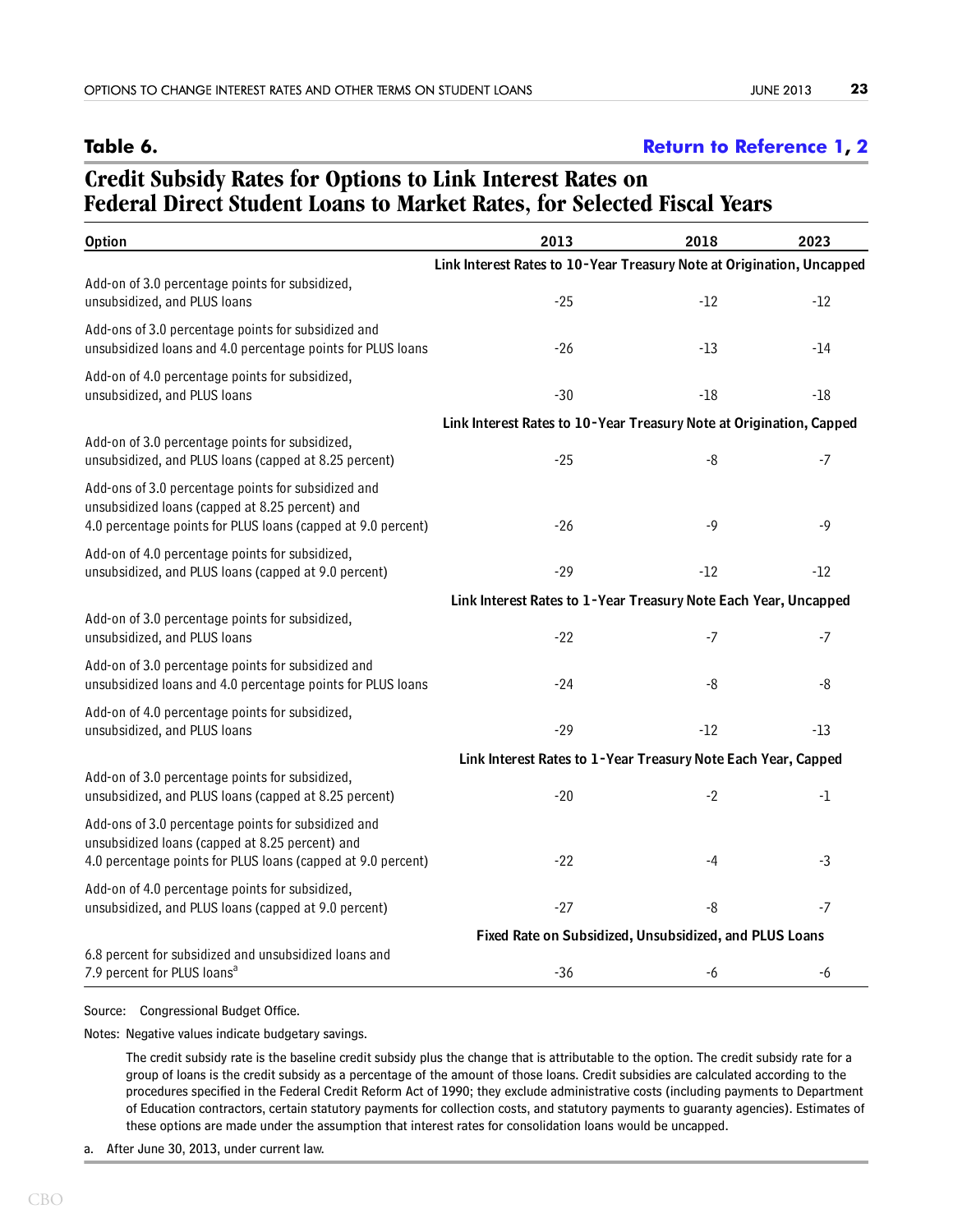**Table 6.** Return to Reference 1, 2

## Credit Subsidy Rates for Options to Link Interest Rates on Federal Direct Student Loans to Market Rates, for Selected Fiscal Years

| Option | 2013 | 2018 | 2023 |
|---|---|---|---|
| **Link Interest Rates to 10-Year Treasury Note at Origination, Uncapped** | | | |
| Add-on of 3.0 percentage points for subsidized, unsubsidized, and PLUS loans | -25 | -12 | -12 |
| Add-ons of 3.0 percentage points for subsidized and unsubsidized loans and 4.0 percentage points for PLUS loans | -26 | -13 | -14 |
| Add-on of 4.0 percentage points for subsidized, unsubsidized, and PLUS loans | -30 | -18 | -18 |
| **Link Interest Rates to 10-Year Treasury Note at Origination, Capped** | | | |
| Add-on of 3.0 percentage points for subsidized, unsubsidized, and PLUS loans (capped at 8.25 percent) | -25 | -8 | -7 |
| Add-ons of 3.0 percentage points for subsidized and unsubsidized loans (capped at 8.25 percent) and 4.0 percentage points for PLUS loans (capped at 9.0 percent) | -26 | -9 | -9 |
| Add-on of 4.0 percentage points for subsidized, unsubsidized, and PLUS loans (capped at 9.0 percent) | -29 | -12 | -12 |
| **Link Interest Rates to 1-Year Treasury Note Each Year, Uncapped** | | | |
| Add-on of 3.0 percentage points for subsidized, unsubsidized, and PLUS loans | -22 | -7 | -7 |
| Add-on of 3.0 percentage points for subsidized and unsubsidized loans and 4.0 percentage points for PLUS loans | -24 | -8 | -8 |
| Add-on of 4.0 percentage points for subsidized, unsubsidized, and PLUS loans | -29 | -12 | -13 |
| **Link Interest Rates to 1-Year Treasury Note Each Year, Capped** | | | |
| Add-on of 3.0 percentage points for subsidized, unsubsidized, and PLUS loans (capped at 8.25 percent) | -20 | -2 | -1 |
| Add-ons of 3.0 percentage points for subsidized and unsubsidized loans (capped at 8.25 percent) and 4.0 percentage points for PLUS loans (capped at 9.0 percent) | -22 | -4 | -3 |
| Add-on of 4.0 percentage points for subsidized, unsubsidized, and PLUS loans (capped at 9.0 percent) | -27 | -8 | -7 |
| **Fixed Rate on Subsidized, Unsubsidized, and PLUS Loans** | | | |
| 6.8 percent for subsidized and unsubsidized loans and 7.9 percent for PLUS loans[a] | -36 | -6 | -6 |

Source: Congressional Budget Office.

Notes: Negative values indicate budgetary savings.

The credit subsidy rate is the baseline credit subsidy plus the change that is attributable to the option. The credit subsidy rate for a group of loans is the credit subsidy as a percentage of the amount of those loans. Credit subsidies are calculated according to the procedures specified in the Federal Credit Reform Act of 1990; they exclude administrative costs (including payments to Department of Education contractors, certain statutory payments for collection costs, and statutory payments to guaranty agencies). Estimates of these options are made under the assumption that interest rates for consolidation loans would be uncapped.

a. After June 30, 2013, under current law.